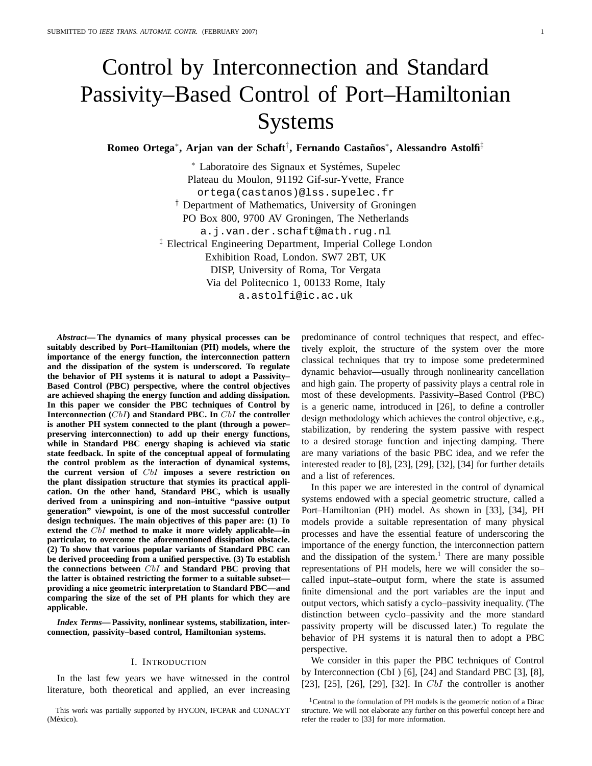# Control by Interconnection and Standard Passivity–Based Control of Port–Hamiltonian Systems

**Romeo Ortega***, **Arjan van der Schaft**†, **Fernando Castaños***, **Alessandro Astolfi**‡

* Laboratoire des Signaux et Systémes, Supelec  
Plateau du Moulon, 91192 Gif-sur-Yvette, France  
ortega(castanos)@lss.supelec.fr

† Department of Mathematics, University of Groningen  
PO Box 800, 9700 AV Groningen, The Netherlands  
a.j.van.der.schaft@math.rug.nl

‡ Electrical Engineering Department, Imperial College London  
Exhibition Road, London. SW7 2BT, UK  
DISP, University of Roma, Tor Vergata  
Via del Politecnico 1, 00133 Rome, Italy  
a.astolfi@ic.ac.uk

***Abstract*— The dynamics of many physical processes can be suitably described by Port–Hamiltonian (PH) models, where the importance of the energy function, the interconnection pattern and the dissipation of the system is underscored. To regulate the behavior of PH systems it is natural to adopt a Passivity–Based Control (PBC) perspective, where the control objectives are achieved shaping the energy function and adding dissipation. In this paper we consider the PBC techniques of Control by Interconnection ($CbI$) and Standard PBC. In $CbI$ the controller is another PH system connected to the plant (through a power–preserving interconnection) to add up their energy functions, while in Standard PBC energy shaping is achieved via static state feedback. In spite of the conceptual appeal of formulating the control problem as the interaction of dynamical systems, the current version of $CbI$ imposes a severe restriction on the plant dissipation structure that stymies its practical application. On the other hand, Standard PBC, which is usually derived from a uninspiring and non–intuitive "passive output generation" viewpoint, is one of the most successful controller design techniques. The main objectives of this paper are: (1) To extend the $CbI$ method to make it more widely applicable—in particular, to overcome the aforementioned dissipation obstacle. (2) To show that various popular variants of Standard PBC can be derived proceeding from a unified perspective. (3) To establish the connections between $CbI$ and Standard PBC proving that the latter is obtained restricting the former to a suitable subset—providing a nice geometric interpretation to Standard PBC—and comparing the size of the set of PH plants for which they are applicable.**

***Index Terms*— Passivity, nonlinear systems, stabilization, interconnection, passivity–based control, Hamiltonian systems.**

## I. Introduction

In the last few years we have witnessed in the control literature, both theoretical and applied, an ever increasing predominance of control techniques that respect, and effectively exploit, the structure of the system over the more classical techniques that try to impose some predetermined dynamic behavior—usually through nonlinearity cancellation and high gain. The property of passivity plays a central role in most of these developments. Passivity–Based Control (PBC) is a generic name, introduced in [26], to define a controller design methodology which achieves the control objective, e.g., stabilization, by rendering the system passive with respect to a desired storage function and injecting damping. There are many variations of the basic PBC idea, and we refer the interested reader to [8], [23], [29], [32], [34] for further details and a list of references.

In this paper we are interested in the control of dynamical systems endowed with a special geometric structure, called a Port–Hamiltonian (PH) model. As shown in [33], [34], PH models provide a suitable representation of many physical processes and have the essential feature of underscoring the importance of the energy function, the interconnection pattern and the dissipation of the system.[1] There are many possible representations of PH models, here we will consider the so–called input–state–output form, where the state is assumed finite dimensional and the port variables are the input and output vectors, which satisfy a cyclo–passivity inequality. (The distinction between cyclo–passivity and the more standard passivity property will be discussed later.) To regulate the behavior of PH systems it is natural then to adopt a PBC perspective.

We consider in this paper the PBC techniques of Control by Interconnection (CbI ) [6], [24] and Standard PBC [3], [8], [23], [25], [26], [29], [32]. In $CbI$ the controller is another

This work was partially supported by HYCON, IFCPAR and CONACYT (México).

[1] Central to the formulation of PH models is the geometric notion of a Dirac structure. We will not elaborate any further on this powerful concept here and refer the reader to [33] for more information.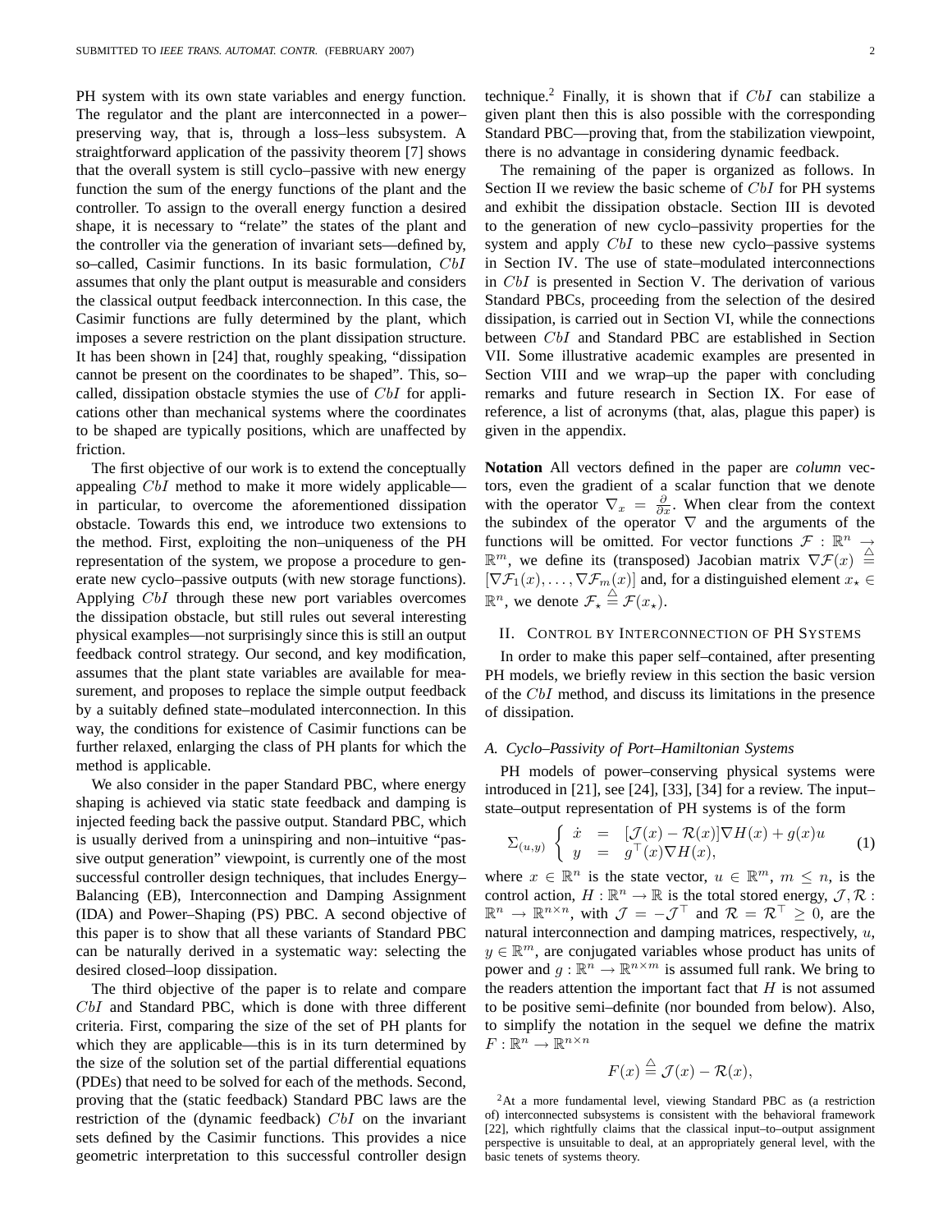PH system with its own state variables and energy function. The regulator and the plant are interconnected in a power–preserving way, that is, through a loss–less subsystem. A straightforward application of the passivity theorem [7] shows that the overall system is still cyclo–passive with new energy function the sum of the energy functions of the plant and the controller. To assign to the overall energy function a desired shape, it is necessary to "relate" the states of the plant and the controller via the generation of invariant sets—defined by, so–called, Casimir functions. In its basic formulation, $CbI$ assumes that only the plant output is measurable and considers the classical output feedback interconnection. In this case, the Casimir functions are fully determined by the plant, which imposes a severe restriction on the plant dissipation structure. It has been shown in [24] that, roughly speaking, "dissipation cannot be present on the coordinates to be shaped". This, so–called, dissipation obstacle stymies the use of $CbI$ for applications other than mechanical systems where the coordinates to be shaped are typically positions, which are unaffected by friction.

The first objective of our work is to extend the conceptually appealing $CbI$ method to make it more widely applicable—in particular, to overcome the aforementioned dissipation obstacle. Towards this end, we introduce two extensions to the method. First, exploiting the non–uniqueness of the PH representation of the system, we propose a procedure to generate new cyclo–passive outputs (with new storage functions). Applying $CbI$ through these new port variables overcomes the dissipation obstacle, but still rules out several interesting physical examples—not surprisingly since this is still an output feedback control strategy. Our second, and key modification, assumes that the plant state variables are available for measurement, and proposes to replace the simple output feedback by a suitably defined state–modulated interconnection. In this way, the conditions for existence of Casimir functions can be further relaxed, enlarging the class of PH plants for which the method is applicable.

We also consider in the paper Standard PBC, where energy shaping is achieved via static state feedback and damping is injected feeding back the passive output. Standard PBC, which is usually derived from a uninspiring and non–intuitive "passive output generation" viewpoint, is currently one of the most successful controller design techniques, that includes Energy–Balancing (EB), Interconnection and Damping Assignment (IDA) and Power–Shaping (PS) PBC. A second objective of this paper is to show that all these variants of Standard PBC can be naturally derived in a systematic way: selecting the desired closed–loop dissipation.

The third objective of the paper is to relate and compare $CbI$ and Standard PBC, which is done with three different criteria. First, comparing the size of the set of PH plants for which they are applicable—this is in its turn determined by the size of the solution set of the partial differential equations (PDEs) that need to be solved for each of the methods. Second, proving that the (static feedback) Standard PBC laws are the restriction of the (dynamic feedback) $CbI$ on the invariant sets defined by the Casimir functions. This provides a nice geometric interpretation to this successful controller design technique.[2] Finally, it is shown that if $CbI$ can stabilize a given plant then this is also possible with the corresponding Standard PBC—proving that, from the stabilization viewpoint, there is no advantage in considering dynamic feedback.

The remaining of the paper is organized as follows. In Section II we review the basic scheme of $CbI$ for PH systems and exhibit the dissipation obstacle. Section III is devoted to the generation of new cyclo–passivity properties for the system and apply $CbI$ to these new cyclo–passive systems in Section IV. The use of state–modulated interconnections in $CbI$ is presented in Section V. The derivation of various Standard PBCs, proceeding from the selection of the desired dissipation, is carried out in Section VI, while the connections between $CbI$ and Standard PBC are established in Section VII. Some illustrative academic examples are presented in Section VIII and we wrap–up the paper with concluding remarks and future research in Section IX. For ease of reference, a list of acronyms (that, alas, plague this paper) is given in the appendix.

**Notation** All vectors defined in the paper are *column* vectors, even the gradient of a scalar function that we denote with the operator $\nabla_x = \frac{\partial}{\partial x}$. When clear from the context the subindex of the operator $\nabla$ and the arguments of the functions will be omitted. For vector functions $\mathcal{F} : \mathbb{R}^n \to \mathbb{R}^m$, we define its (transposed) Jacobian matrix $\nabla \mathcal{F}(x) \stackrel{\triangle}{=} [\nabla \mathcal{F}_1(x), \ldots, \nabla \mathcal{F}_m(x)]$ and, for a distinguished element $x_\star \in \mathbb{R}^n$, we denote $\mathcal{F}_\star \stackrel{\triangle}{=} \mathcal{F}(x_\star)$.

## II. Control by Interconnection of PH Systems

In order to make this paper self–contained, after presenting PH models, we briefly review in this section the basic version of the $CbI$ method, and discuss its limitations in the presence of dissipation.

### A. Cyclo–Passivity of Port–Hamiltonian Systems

PH models of power–conserving physical systems were introduced in [21], see [24], [33], [34] for a review. The input–state–output representation of PH systems is of the form

$$\Sigma_{(u,y)} \left\{ \begin{array}{rcl} \dot{x} & = & [\mathcal{J}(x) - \mathcal{R}(x)]\nabla H(x) + g(x)u \\ y & = & g^\top(x)\nabla H(x), \end{array} \right. \qquad (1)$$

where $x \in \mathbb{R}^n$ is the state vector, $u \in \mathbb{R}^m$, $m \leq n$, is the control action, $H : \mathbb{R}^n \to \mathbb{R}$ is the total stored energy, $\mathcal{J}, \mathcal{R} : \mathbb{R}^n \to \mathbb{R}^{n \times n}$, with $\mathcal{J} = -\mathcal{J}^\top$ and $\mathcal{R} = \mathcal{R}^\top \geq 0$, are the natural interconnection and damping matrices, respectively, $u$, $y \in \mathbb{R}^m$, are conjugated variables whose product has units of power and $g : \mathbb{R}^n \to \mathbb{R}^{n \times m}$ is assumed full rank. We bring to the readers attention the important fact that $H$ is not assumed to be positive semi–definite (nor bounded from below). Also, to simplify the notation in the sequel we define the matrix $F : \mathbb{R}^n \to \mathbb{R}^{n \times n}$

$$F(x) \stackrel{\triangle}{=} \mathcal{J}(x) - \mathcal{R}(x),$$

[2] At a more fundamental level, viewing Standard PBC as (a restriction of) interconnected subsystems is consistent with the behavioral framework [22], which rightfully claims that the classical input–to–output assignment perspective is unsuitable to deal, at an appropriately general level, with the basic tenets of systems theory.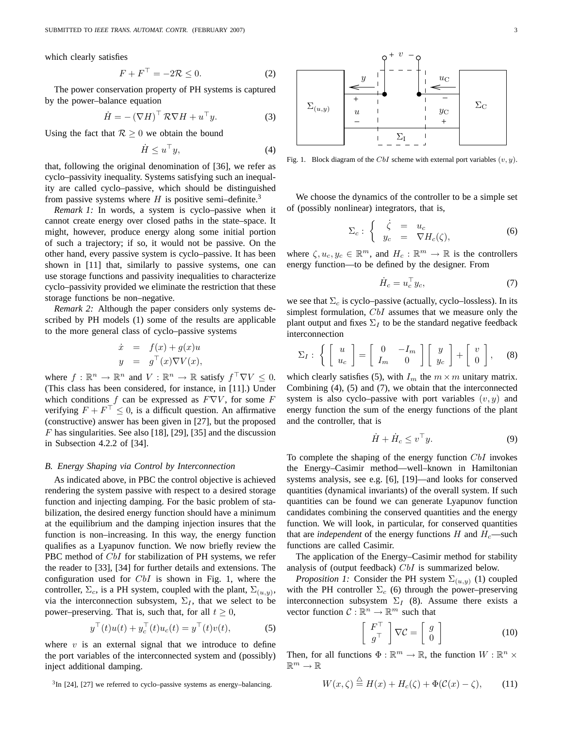which clearly satisfies

$$F + F^\top = -2\mathcal{R} \le 0. \tag{2}$$

The power conservation property of PH systems is captured by the power–balance equation

$$\dot{H} = -\left(\nabla H\right)^\top \mathcal{R} \nabla H + u^\top y. \tag{3}$$

Using the fact that $\mathcal{R} \ge 0$ we obtain the bound

$$\dot{H} \le u^\top y, \tag{4}$$

that, following the original denomination of [36], we refer as cyclo–passivity inequality. Systems satisfying such an inequality are called cyclo–passive, which should be distinguished from passive systems where $H$ is positive semi–definite.[3]

*Remark 1:* In words, a system is cyclo–passive when it cannot create energy over closed paths in the state–space. It might, however, produce energy along some initial portion of such a trajectory; if so, it would not be passive. On the other hand, every passive system is cyclo–passive. It has been shown in [11] that, similarly to passive systems, one can use storage functions and passivity inequalities to characterize cyclo–passivity provided we eliminate the restriction that these storage functions be non–negative.

*Remark 2:* Although the paper considers only systems described by PH models (1) some of the results are applicable to the more general class of cyclo–passive systems

$$\begin{aligned} \dot{x} &= f(x) + g(x)u \\ y &= g^\top(x) \nabla V(x), \end{aligned}$$

where $f : \mathbb{R}^n \to \mathbb{R}^n$ and $V : \mathbb{R}^n \to \mathbb{R}$ satisfy $f^\top \nabla V \le 0$. (This class has been considered, for instance, in [11].) Under which conditions $f$ can be expressed as $F\nabla V$, for some $F$ verifying $F + F^\top \le 0$, is a difficult question. An affirmative (constructive) answer has been given in [27], but the proposed $F$ has singularities. See also [18], [29], [35] and the discussion in Subsection 4.2.2 of [34].

### B. Energy Shaping via Control by Interconnection

As indicated above, in PBC the control objective is achieved rendering the system passive with respect to a desired storage function and injecting damping. For the basic problem of stabilization, the desired energy function should have a minimum at the equilibrium and the damping injection insures that the function is non–increasing. In this way, the energy function qualifies as a Lyapunov function. We now briefly review the PBC method of $CbI$ for stabilization of PH systems, we refer the reader to [33], [34] for further details and extensions. The configuration used for $CbI$ is shown in Fig. 1, where the controller, $\Sigma_c$, is a PH system, coupled with the plant, $\Sigma_{(u,y)}$, via the interconnection subsystem, $\Sigma_I$, that we select to be power–preserving. That is, such that, for all $t \ge 0$,

$$y^\top(t)u(t) + y_c^\top(t)u_c(t) = y^\top(t)v(t), \tag{5}$$

where $v$ is an external signal that we introduce to define the port variables of the interconnected system and (possibly) inject additional damping.

[3] In [24], [27] we referred to cyclo–passive systems as energy–balancing.

Fig. 1. Block diagram of the $CbI$ scheme with external port variables $(v, y)$.

We choose the dynamics of the controller to be a simple set of (possibly nonlinear) integrators, that is,

$$\Sigma_c : \left\{ \begin{array}{rcl} \dot{\zeta} &=& u_c \\ y_c &=& \nabla H_c(\zeta), \end{array} \right. \tag{6}$$

where $\zeta, u_c, y_c \in \mathbb{R}^m$, and $H_c : \mathbb{R}^m \to \mathbb{R}$ is the controllers energy function—to be defined by the designer. From

$$\dot{H}_c = u_c^\top y_c, \tag{7}$$

we see that $\Sigma_c$ is cyclo–passive (actually, cyclo–lossless). In its simplest formulation, $CbI$ assumes that we measure only the plant output and fixes $\Sigma_I$ to be the standard negative feedback interconnection

$$\Sigma_I : \left\{ \begin{bmatrix} u \\ u_c \end{bmatrix} = \begin{bmatrix} 0 & -I_m \\ I_m & 0 \end{bmatrix} \begin{bmatrix} y \\ y_c \end{bmatrix} + \begin{bmatrix} v \\ 0 \end{bmatrix}, \right. \tag{8}$$

which clearly satisfies (5), with $I_m$ the $m \times m$ unitary matrix. Combining (4), (5) and (7), we obtain that the interconnected system is also cyclo–passive with port variables $(v, y)$ and energy function the sum of the energy functions of the plant and the controller, that is

$$\dot{H} + \dot{H}_c \le v^\top y. \tag{9}$$

To complete the shaping of the energy function $CbI$ invokes the Energy–Casimir method—well–known in Hamiltonian systems analysis, see e.g. [6], [19]—and looks for conserved quantities (dynamical invariants) of the overall system. If such quantities can be found we can generate Lyapunov function candidates combining the conserved quantities and the energy function. We will look, in particular, for conserved quantities that are *independent* of the energy functions $H$ and $H_c$—such functions are called Casimir.

The application of the Energy–Casimir method for stability analysis of (output feedback) $CbI$ is summarized below.

*Proposition 1:* Consider the PH system $\Sigma_{(u,y)}$ (1) coupled with the PH controller $\Sigma_c$ (6) through the power–preserving interconnection subsystem $\Sigma_I$ (8). Assume there exists a vector function $\mathcal{C} : \mathbb{R}^n \to \mathbb{R}^m$ such that

$$\begin{bmatrix} F^\top \\ g^\top \end{bmatrix} \nabla \mathcal{C} = \begin{bmatrix} g \\ 0 \end{bmatrix} \tag{10}$$

Then, for all functions $\Phi : \mathbb{R}^m \to \mathbb{R}$, the function $W : \mathbb{R}^n \times \mathbb{R}^m \to \mathbb{R}$

$$W(x, \zeta) \stackrel{\triangle}{=} H(x) + H_c(\zeta) + \Phi(\mathcal{C}(x) - \zeta), \tag{11}$$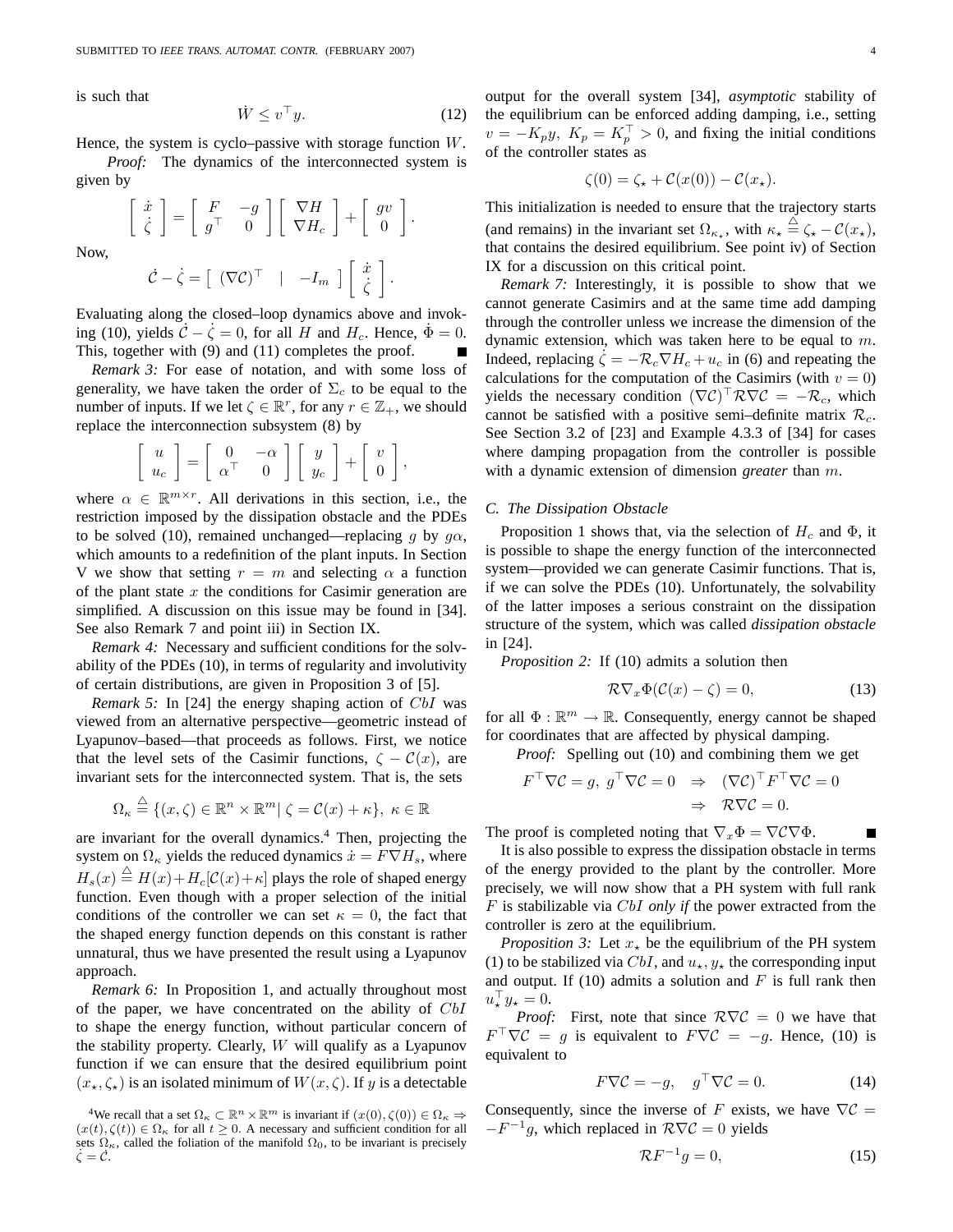is such that

$$\dot{W} \leq v^\top y. \tag{12}$$

Hence, the system is cyclo–passive with storage function $W$.

*Proof:* The dynamics of the interconnected system is given by

$$\begin{bmatrix} \dot{x} \\ \dot{\zeta} \end{bmatrix} = \begin{bmatrix} F & -g \\ g^\top & 0 \end{bmatrix} \begin{bmatrix} \nabla H \\ \nabla H_c \end{bmatrix} + \begin{bmatrix} gv \\ 0 \end{bmatrix}.$$

Now,

$$\dot{\mathcal{C}} - \dot{\zeta} = \begin{bmatrix} (\nabla \mathcal{C})^\top & | & -I_m \end{bmatrix} \begin{bmatrix} \dot{x} \\ \dot{\zeta} \end{bmatrix}.$$

Evaluating along the closed–loop dynamics above and invoking (10), yields $\dot{\mathcal{C}} - \dot{\zeta} = 0$, for all $H$ and $H_c$. Hence, $\dot{\Phi} = 0$. This, together with (9) and (11) completes the proof. ∎

*Remark 3:* For ease of notation, and with some loss of generality, we have taken the order of $\Sigma_c$ to be equal to the number of inputs. If we let $\zeta \in \mathbb{R}^r$, for any $r \in \mathbb{Z}_+$, we should replace the interconnection subsystem (8) by

$$\begin{bmatrix} u \\ u_c \end{bmatrix} = \begin{bmatrix} 0 & -\alpha \\ \alpha^\top & 0 \end{bmatrix} \begin{bmatrix} y \\ y_c \end{bmatrix} + \begin{bmatrix} v \\ 0 \end{bmatrix},$$

where $\alpha \in \mathbb{R}^{m \times r}$. All derivations in this section, i.e., the restriction imposed by the dissipation obstacle and the PDEs to be solved (10), remained unchanged—replacing $g$ by $g\alpha$, which amounts to a redefinition of the plant inputs. In Section V we show that setting $r = m$ and selecting $\alpha$ a function of the plant state $x$ the conditions for Casimir generation are simplified. A discussion on this issue may be found in [34]. See also Remark 7 and point iii) in Section IX.

*Remark 4:* Necessary and sufficient conditions for the solvability of the PDEs (10), in terms of regularity and involutivity of certain distributions, are given in Proposition 3 of [5].

*Remark 5:* In [24] the energy shaping action of $CbI$ was viewed from an alternative perspective—geometric instead of Lyapunov–based—that proceeds as follows. First, we notice that the level sets of the Casimir functions, $\zeta - \mathcal{C}(x)$, are invariant sets for the interconnected system. That is, the sets

$$\Omega_\kappa \triangleq \{(x, \zeta) \in \mathbb{R}^n \times \mathbb{R}^m |\ \zeta = \mathcal{C}(x) + \kappa\},\ \kappa \in \mathbb{R}$$

are invariant for the overall dynamics.[4] Then, projecting the system on $\Omega_\kappa$ yields the reduced dynamics $\dot{x} = F \nabla H_s$, where $H_s(x) \triangleq H(x) + H_c[\mathcal{C}(x) + \kappa]$ plays the role of shaped energy function. Even though with a proper selection of the initial conditions of the controller we can set $\kappa = 0$, the fact that the shaped energy function depends on this constant is rather unnatural, thus we have presented the result using a Lyapunov approach.

*Remark 6:* In Proposition 1, and actually throughout most of the paper, we have concentrated on the ability of $CbI$ to shape the energy function, without particular concern of the stability property. Clearly, $W$ will qualify as a Lyapunov function if we can ensure that the desired equilibrium point $(x_\star, \zeta_\star)$ is an isolated minimum of $W(x, \zeta)$. If $y$ is a detectable output for the overall system [34], *asymptotic* stability of the equilibrium can be enforced adding damping, i.e., setting $v = -K_p y,\ K_p = K_p^\top > 0$, and fixing the initial conditions of the controller states as

$$\zeta(0) = \zeta_\star + \mathcal{C}(x(0)) - \mathcal{C}(x_\star).$$

This initialization is needed to ensure that the trajectory starts (and remains) in the invariant set $\Omega_{\kappa_\star}$, with $\kappa_\star \triangleq \zeta_\star - \mathcal{C}(x_\star)$, that contains the desired equilibrium. See point iv) of Section IX for a discussion on this critical point.

*Remark 7:* Interestingly, it is possible to show that we cannot generate Casimirs and at the same time add damping through the controller unless we increase the dimension of the dynamic extension, which was taken here to be equal to $m$. Indeed, replacing $\dot{\zeta} = -\mathcal{R}_c \nabla H_c + u_c$ in (6) and repeating the calculations for the computation of the Casimirs (with $v = 0$) yields the necessary condition $(\nabla \mathcal{C})^\top \mathcal{R} \nabla \mathcal{C} = -\mathcal{R}_c$, which cannot be satisfied with a positive semi–definite matrix $\mathcal{R}_c$. See Section 3.2 of [23] and Example 4.3.3 of [34] for cases where damping propagation from the controller is possible with a dynamic extension of dimension *greater* than $m$.

### C. The Dissipation Obstacle

Proposition 1 shows that, via the selection of $H_c$ and $\Phi$, it is possible to shape the energy function of the interconnected system—provided we can generate Casimir functions. That is, if we can solve the PDEs (10). Unfortunately, the solvability of the latter imposes a serious constraint on the dissipation structure of the system, which was called *dissipation obstacle* in [24].

*Proposition 2:* If (10) admits a solution then

$$\mathcal{R} \nabla_x \Phi(\mathcal{C}(x) - \zeta) = 0, \tag{13}$$

for all $\Phi : \mathbb{R}^m \to \mathbb{R}$. Consequently, energy cannot be shaped for coordinates that are affected by physical damping.

*Proof:* Spelling out (10) and combining them we get

$$\begin{aligned} F^\top \nabla \mathcal{C} = g,\ g^\top \nabla \mathcal{C} = 0 \quad &\Rightarrow \quad (\nabla \mathcal{C})^\top F^\top \nabla \mathcal{C} = 0 \\ &\Rightarrow \quad \mathcal{R} \nabla \mathcal{C} = 0. \end{aligned}$$

The proof is completed noting that $\nabla_x \Phi = \nabla \mathcal{C} \nabla \Phi$. ∎

It is also possible to express the dissipation obstacle in terms of the energy provided to the plant by the controller. More precisely, we will now show that a PH system with full rank $F$ is stabilizable via $CbI$ *only if* the power extracted from the controller is zero at the equilibrium.

*Proposition 3:* Let $x_\star$ be the equilibrium of the PH system (1) to be stabilized via $CbI$, and $u_\star, y_\star$ the corresponding input and output. If (10) admits a solution and $F$ is full rank then $u_\star^\top y_\star = 0$.

*Proof:* First, note that since $\mathcal{R} \nabla \mathcal{C} = 0$ we have that $F^\top \nabla \mathcal{C} = g$ is equivalent to $F \nabla \mathcal{C} = -g$. Hence, (10) is equivalent to

$$F \nabla \mathcal{C} = -g, \quad g^\top \nabla \mathcal{C} = 0. \tag{14}$$

Consequently, since the inverse of $F$ exists, we have $\nabla \mathcal{C} = -F^{-1} g$, which replaced in $\mathcal{R} \nabla \mathcal{C} = 0$ yields

$$\mathcal{R} F^{-1} g = 0, \tag{15}$$

[4] We recall that a set $\Omega_\kappa \subset \mathbb{R}^n \times \mathbb{R}^m$ is invariant if $(x(0), \zeta(0)) \in \Omega_\kappa \Rightarrow (x(t), \zeta(t)) \in \Omega_\kappa$ for all $t \geq 0$. A necessary and sufficient condition for all sets $\Omega_\kappa$, called the foliation of the manifold $\Omega_0$, to be invariant is precisely $\dot{\zeta} = \dot{\mathcal{C}}$.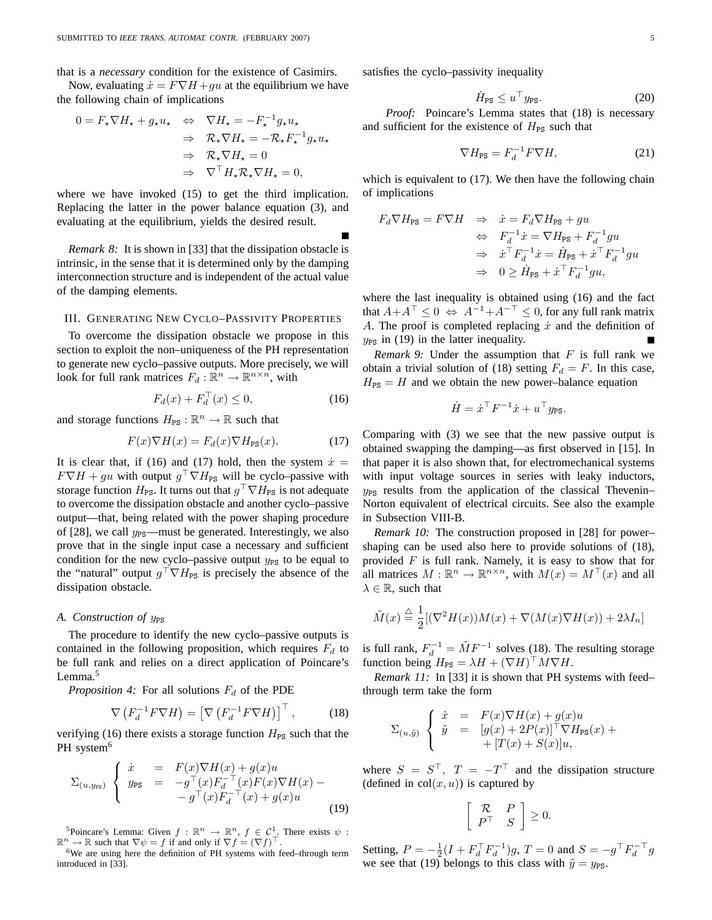that is a *necessary* condition for the existence of Casimirs.

Now, evaluating $\dot{x} = F\nabla H + gu$ at the equilibrium we have the following chain of implications

$$
\begin{aligned}
0 = F_\star \nabla H_\star + g_\star u_\star \quad &\Leftrightarrow \quad \nabla H_\star = -F_\star^{-1} g_\star u_\star \\
&\Rightarrow \quad \mathcal{R}_\star \nabla H_\star = -\mathcal{R}_\star F_\star^{-1} g_\star u_\star \\
&\Rightarrow \quad \mathcal{R}_\star \nabla H_\star = 0 \\
&\Rightarrow \quad \nabla^\top H_\star \mathcal{R}_\star \nabla H_\star = 0,
\end{aligned}
$$

where we have invoked (15) to get the third implication. Replacing the latter in the power balance equation (3), and evaluating at the equilibrium, yields the desired result. ∎

*Remark 8:* It is shown in [33] that the dissipation obstacle is intrinsic, in the sense that it is determined only by the damping interconnection structure and is independent of the actual value of the damping elements.

## III. Generating New Cyclo–Passivity Properties

To overcome the dissipation obstacle we propose in this section to exploit the non–uniqueness of the PH representation to generate new cyclo–passive outputs. More precisely, we will look for full rank matrices $F_d : \mathbb{R}^n \to \mathbb{R}^{n\times n}$, with

$$
F_d(x) + F_d^\top(x) \leq 0, \tag{16}
$$

and storage functions $H_{\mathtt{PS}} : \mathbb{R}^n \to \mathbb{R}$ such that

$$
F(x)\nabla H(x) = F_d(x)\nabla H_{\mathtt{PS}}(x). \tag{17}
$$

It is clear that, if (16) and (17) hold, then the system $\dot{x} = F\nabla H + gu$ with output $g^\top \nabla H_{\mathtt{PS}}$ will be cyclo–passive with storage function $H_{\mathtt{PS}}$. It turns out that $g^\top \nabla H_{\mathtt{PS}}$ is not adequate to overcome the dissipation obstacle and another cyclo–passive output—that, being related with the power shaping procedure of [28], we call $y_{\mathtt{PS}}$—must be generated. Interestingly, we also prove that in the single input case a necessary and sufficient condition for the new cyclo–passive output $y_{\mathtt{PS}}$ to be equal to the "natural" output $g^\top \nabla H_{\mathtt{PS}}$ is precisely the absence of the dissipation obstacle.

### A. Construction of $y_{\mathtt{PS}}$

The procedure to identify the new cyclo–passive outputs is contained in the following proposition, which requires $F_d$ to be full rank and relies on a direct application of Poincare's Lemma.[5]

*Proposition 4:* For all solutions $F_d$ of the PDE

$$
\nabla\left(F_d^{-1}F\nabla H\right) = \left[\nabla\left(F_d^{-1}F\nabla H\right)\right]^\top, \tag{18}
$$

verifying (16) there exists a storage function $H_{\mathtt{PS}}$ such that the PH system[6]

$$
\Sigma_{(u,y_{\mathtt{PS}})} \left\{ \begin{array}{rcl} \dot{x} &=& F(x)\nabla H(x) + g(x)u \\ y_{\mathtt{PS}} &=& -g^\top(x)F_d^{-\top}(x)F(x)\nabla H(x) - \\ && -\, g^\top(x)F_d^{-\top}(x) + g(x)u \end{array} \right. \tag{19}
$$

satisfies the cyclo–passivity inequality

$$
\dot{H}_{\mathtt{PS}} \leq u^\top y_{\mathtt{PS}}. \tag{20}
$$

*Proof:* Poincare's Lemma states that (18) is necessary and sufficient for the existence of $H_{\mathtt{PS}}$ such that

$$
\nabla H_{\mathtt{PS}} = F_d^{-1}F\nabla H, \tag{21}
$$

which is equivalent to (17). We then have the following chain of implications

$$
\begin{aligned}
F_d \nabla H_{\mathtt{PS}} = F\nabla H \quad &\Rightarrow \quad \dot{x} = F_d\nabla H_{\mathtt{PS}} + gu \\
&\Leftrightarrow \quad F_d^{-1}\dot{x} = \nabla H_{\mathtt{PS}} + F_d^{-1} gu \\
&\Rightarrow \quad \dot{x}^\top F_d^{-1}\dot{x} = \dot{H}_{\mathtt{PS}} + \dot{x}^\top F_d^{-1} gu \\
&\Rightarrow \quad 0 \geq \dot{H}_{\mathtt{PS}} + \dot{x}^\top F_d^{-1} gu,
\end{aligned}
$$

where the last inequality is obtained using (16) and the fact that $A + A^\top \leq 0 \Leftrightarrow A^{-1} + A^{-\top} \leq 0$, for any full rank matrix $A$. The proof is completed replacing $\dot{x}$ and the definition of $y_{\mathtt{PS}}$ in (19) in the latter inequality. ∎

*Remark 9:* Under the assumption that $F$ is full rank we obtain a trivial solution of (18) setting $F_d = F$. In this case, $H_{\mathtt{PS}} = H$ and we obtain the new power–balance equation

$$
\dot{H} = \dot{x}^\top F^{-1}\dot{x} + u^\top y_{\mathtt{PS}}.
$$

Comparing with (3) we see that the new passive output is obtained swapping the damping—as first observed in [15]. In that paper it is also shown that, for electromechanical systems with input voltage sources in series with leaky inductors, $y_{\mathtt{PS}}$ results from the application of the classical Thevenin–Norton equivalent of electrical circuits. See also the example in Subsection VIII-B.

*Remark 10:* The construction proposed in [28] for power–shaping can be used also here to provide solutions of (18), provided $F$ is full rank. Namely, it is easy to show that for all matrices $M : \mathbb{R}^n \to \mathbb{R}^{n\times n}$, with $M(x) = M^\top(x)$ and all $\lambda \in \mathbb{R}$, such that

$$
\tilde{M}(x) \stackrel{\triangle}{=} \frac{1}{2}[(\nabla^2 H(x))M(x) + \nabla(M(x)\nabla H(x)) + 2\lambda I_n]
$$

is full rank, $F_d^{-1} = \tilde{M}F^{-1}$ solves (18). The resulting storage function being $H_{\mathtt{PS}} = \lambda H + (\nabla H)^\top M \nabla H$.

*Remark 11:* In [33] it is shown that PH systems with feed–through term take the form

$$
\Sigma_{(u,\tilde{y})} \left\{ \begin{array}{rcl} \dot{x} &=& F(x)\nabla H(x) + g(x)u \\ \tilde{y} &=& [g(x) + 2P(x)]^\top \nabla H_{\mathtt{PS}}(x) + \\ && +\,[T(x) + S(x)]u, \end{array} \right.
$$

where $S = S^\top$, $T = -T^\top$ and the dissipation structure (defined in $\mathrm{col}(x,u)$) is captured by

$$
\left[ \begin{array}{cc} \mathcal{R} & P \\ P^\top & S \end{array} \right] \geq 0.
$$

Setting, $P = -\frac{1}{2}(I + F_d^\top F_d^{-1})g$, $T = 0$ and $S = -g^\top F_d^{-\top} g$ we see that (19) belongs to this class with $\tilde{y} = y_{\mathtt{PS}}$.

---

[5] Poincare's Lemma: Given $f : \mathbb{R}^n \to \mathbb{R}^n$, $f \in \mathcal{C}^1$. There exists $\psi : \mathbb{R}^n \to \mathbb{R}$ such that $\nabla\psi = f$ if and only if $\nabla f = (\nabla f)^\top$.

[6] We are using here the definition of PH systems with feed–through term introduced in [33].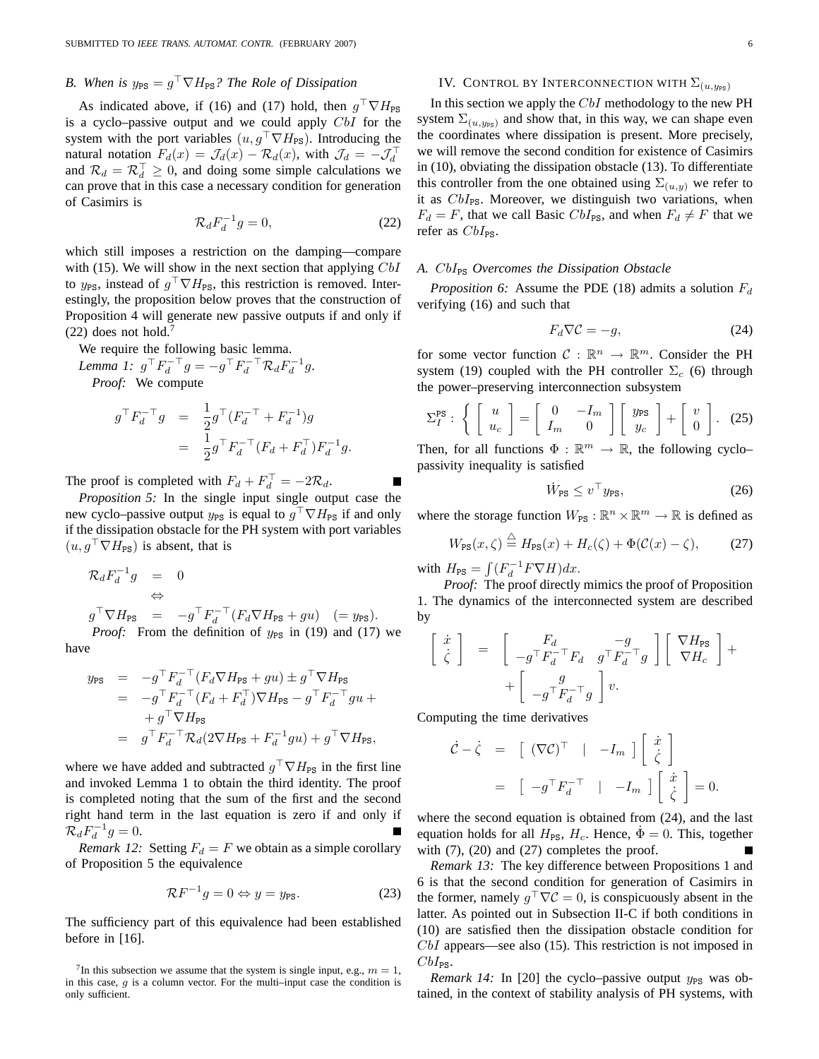### B. When is $y_{\tt PS} = g^\top \nabla H_{\tt PS}$? The Role of Dissipation

As indicated above, if (16) and (17) hold, then $g^\top \nabla H_{\tt PS}$ is a cyclo–passive output and we could apply $CbI$ for the system with the port variables $(u, g^\top \nabla H_{\tt PS})$. Introducing the natural notation $F_d(x) = \mathcal{J}_d(x) - \mathcal{R}_d(x)$, with $\mathcal{J}_d = -\mathcal{J}_d^\top$ and $\mathcal{R}_d = \mathcal{R}_d^\top \geq 0$, and doing some simple calculations we can prove that in this case a necessary condition for generation of Casimirs is

$$\mathcal{R}_d F_d^{-1} g = 0, \tag{22}$$

which still imposes a restriction on the damping—compare with (15). We will show in the next section that applying $CbI$ to $y_{\tt PS}$, instead of $g^\top \nabla H_{\tt PS}$, this restriction is removed. Interestingly, the proposition below proves that the construction of Proposition 4 will generate new passive outputs if and only if (22) does not hold.[7]

We require the following basic lemma.

*Lemma 1:* $g^\top F_d^{-\top} g = -g^\top F_d^{-\top} \mathcal{R}_d F_d^{-1} g$.

*Proof:* We compute

$$\begin{aligned} g^\top F_d^{-\top} g &= \frac{1}{2} g^\top (F_d^{-\top} + F_d^{-1}) g \\ &= \frac{1}{2} g^\top F_d^{-\top} (F_d + F_d^\top) F_d^{-1} g. \end{aligned}$$

The proof is completed with $F_d + F_d^\top = -2\mathcal{R}_d$. ∎

*Proposition 5:* In the single input single output case the new cyclo–passive output $y_{\tt PS}$ is equal to $g^\top \nabla H_{\tt PS}$ if and only if the dissipation obstacle for the PH system with port variables $(u, g^\top \nabla H_{\tt PS})$ is absent, that is

$$\begin{aligned} \mathcal{R}_d F_d^{-1} g &= 0 \\ &\Leftrightarrow \\ g^\top \nabla H_{\tt PS} &= -g^\top F_d^{-\top} (F_d \nabla H_{\tt PS} + g u) \quad (= y_{\tt PS}). \end{aligned}$$

*Proof:* From the definition of $y_{\tt PS}$ in (19) and (17) we have

$$\begin{aligned} y_{\tt PS} &= -g^\top F_d^{-\top} (F_d \nabla H_{\tt PS} + g u) \pm g^\top \nabla H_{\tt PS} \\ &= -g^\top F_d^{-\top} (F_d + F_d^\top) \nabla H_{\tt PS} - g^\top F_d^{-\top} g u + \\ &\quad + g^\top \nabla H_{\tt PS} \\ &= g^\top F_d^{-\top} \mathcal{R}_d (2 \nabla H_{\tt PS} + F_d^{-1} g u) + g^\top \nabla H_{\tt PS}, \end{aligned}$$

where we have added and subtracted $g^\top \nabla H_{\tt PS}$ in the first line and invoked Lemma 1 to obtain the third identity. The proof is completed noting that the sum of the first and the second right hand term in the last equation is zero if and only if $\mathcal{R}_d F_d^{-1} g = 0$. ∎

*Remark 12:* Setting $F_d = F$ we obtain as a simple corollary of Proposition 5 the equivalence

$$\mathcal{R} F^{-1} g = 0 \Leftrightarrow y = y_{\tt PS}. \tag{23}$$

The sufficiency part of this equivalence had been established before in [16].

[7] In this subsection we assume that the system is single input, e.g., $m = 1$, in this case, $g$ is a column vector. For the multi–input case the condition is only sufficient.

## IV. Control by Interconnection with $\Sigma_{(u, y_{\tt PS})}$

In this section we apply the $CbI$ methodology to the new PH system $\Sigma_{(u, y_{\tt PS})}$ and show that, in this way, we can shape even the coordinates where dissipation is present. More precisely, we will remove the second condition for existence of Casimirs in (10), obviating the dissipation obstacle (13). To differentiate this controller from the one obtained using $\Sigma_{(u,y)}$ we refer to it as $CbI_{\tt PS}$. Moreover, we distinguish two variations, when $F_d = F$, that we call Basic $CbI_{\tt PS}$, and when $F_d \neq F$ that we refer as $CbI_{\tt PS}$.

### A. $CbI_{\tt PS}$ Overcomes the Dissipation Obstacle

*Proposition 6:* Assume the PDE (18) admits a solution $F_d$ verifying (16) and such that

$$F_d \nabla \mathcal{C} = -g, \tag{24}$$

for some vector function $\mathcal{C} : \mathbb{R}^n \to \mathbb{R}^m$. Consider the PH system (19) coupled with the PH controller $\Sigma_c$ (6) through the power–preserving interconnection subsystem

$$\Sigma_I^{\tt PS} : \left\{ \begin{bmatrix} u \\ u_c \end{bmatrix} = \begin{bmatrix} 0 & -I_m \\ I_m & 0 \end{bmatrix} \begin{bmatrix} y_{\tt PS} \\ y_c \end{bmatrix} + \begin{bmatrix} v \\ 0 \end{bmatrix} \right. . \tag{25}$$

Then, for all functions $\Phi : \mathbb{R}^m \to \mathbb{R}$, the following cyclo–passivity inequality is satisfied

$$\dot{W}_{\tt PS} \leq v^\top y_{\tt PS}, \tag{26}$$

where the storage function $W_{\tt PS} : \mathbb{R}^n \times \mathbb{R}^m \to \mathbb{R}$ is defined as

$$W_{\tt PS}(x, \zeta) \stackrel{\triangle}{=} H_{\tt PS}(x) + H_c(\zeta) + \Phi(\mathcal{C}(x) - \zeta), \tag{27}$$

with $H_{\tt PS} = \int (F_d^{-1} F \nabla H) dx$.

*Proof:* The proof directly mimics the proof of Proposition 1. The dynamics of the interconnected system are described by

$$\begin{aligned} \begin{bmatrix} \dot{x} \\ \dot{\zeta} \end{bmatrix} &= \begin{bmatrix} F_d & -g \\ -g^\top F_d^{-\top} F_d & g^\top F_d^{-\top} g \end{bmatrix} \begin{bmatrix} \nabla H_{\tt PS} \\ \nabla H_c \end{bmatrix} + \\ &\quad + \begin{bmatrix} g \\ -g^\top F_d^{-\top} g \end{bmatrix} v. \end{aligned}$$

Computing the time derivatives

$$\begin{aligned} \dot{\mathcal{C}} - \dot{\zeta} &= \begin{bmatrix} (\nabla \mathcal{C})^\top & | & -I_m \end{bmatrix} \begin{bmatrix} \dot{x} \\ \dot{\zeta} \end{bmatrix} \\ &= \begin{bmatrix} -g^\top F_d^{-\top} & | & -I_m \end{bmatrix} \begin{bmatrix} \dot{x} \\ \dot{\zeta} \end{bmatrix} = 0. \end{aligned}$$

where the second equation is obtained from (24), and the last equation holds for all $H_{\tt PS}$, $H_c$. Hence, $\dot{\Phi} = 0$. This, together with (7), (20) and (27) completes the proof. ∎

*Remark 13:* The key difference between Propositions 1 and 6 is that the second condition for generation of Casimirs in the former, namely $g^\top \nabla \mathcal{C} = 0$, is conspicuously absent in the latter. As pointed out in Subsection II-C if both conditions in (10) are satisfied then the dissipation obstacle condition for $CbI$ appears—see also (15). This restriction is not imposed in $CbI_{\tt PS}$.

*Remark 14:* In [20] the cyclo–passive output $y_{\tt PS}$ was obtained, in the context of stability analysis of PH systems, with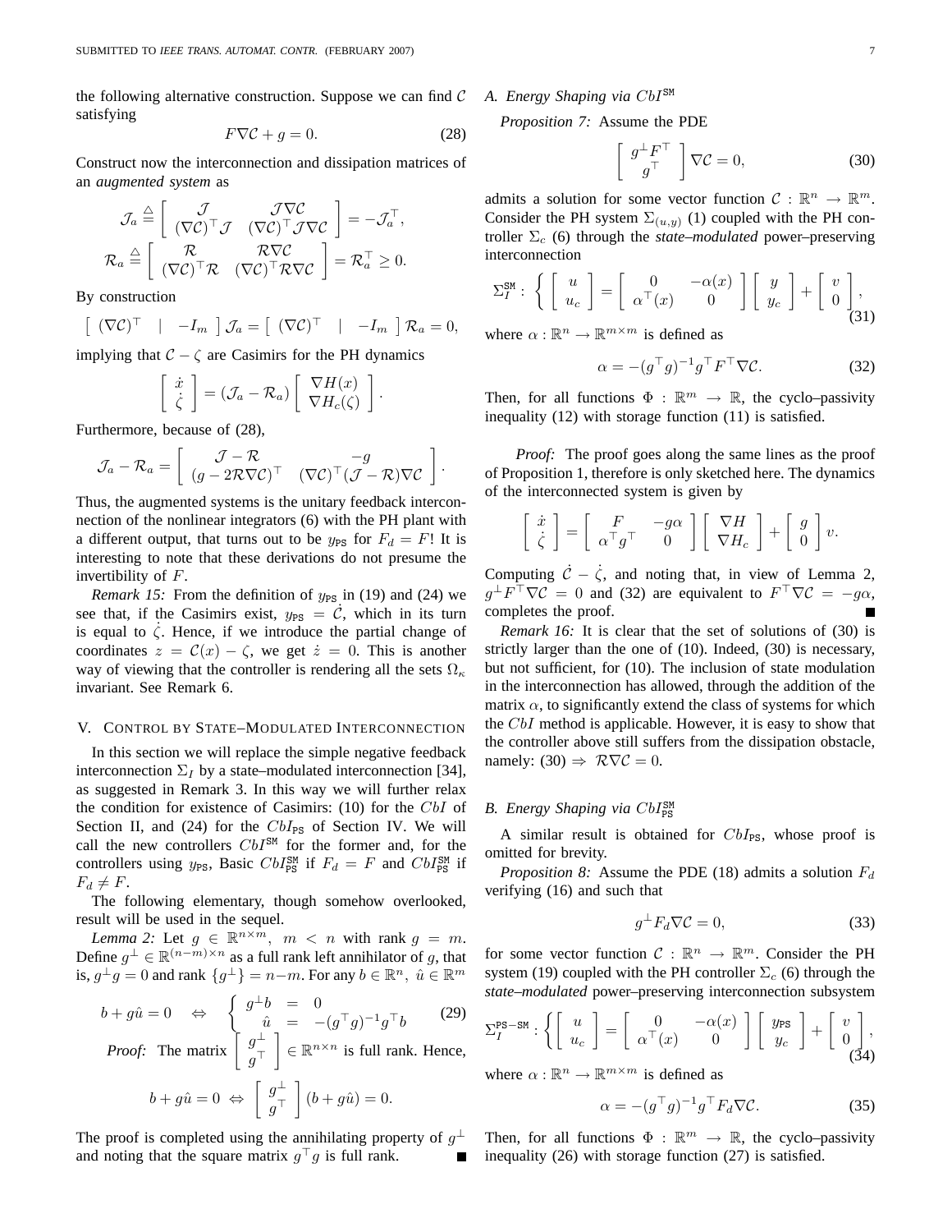the following alternative construction. Suppose we can find $\mathcal{C}$ satisfying

$$F\nabla\mathcal{C} + g = 0. \tag{28}$$

Construct now the interconnection and dissipation matrices of an *augmented system* as

$$\mathcal{J}_a \triangleq \begin{bmatrix} \mathcal{J} & \mathcal{J}\nabla\mathcal{C} \\ (\nabla\mathcal{C})^\top\mathcal{J} & (\nabla\mathcal{C})^\top\mathcal{J}\nabla\mathcal{C} \end{bmatrix} = -\mathcal{J}_a^\top,$$

$$\mathcal{R}_a \triangleq \begin{bmatrix} \mathcal{R} & \mathcal{R}\nabla\mathcal{C} \\ (\nabla\mathcal{C})^\top\mathcal{R} & (\nabla\mathcal{C})^\top\mathcal{R}\nabla\mathcal{C} \end{bmatrix} = \mathcal{R}_a^\top \geq 0.$$

By construction

$$\begin{bmatrix} (\nabla\mathcal{C})^\top & | & -I_m \end{bmatrix} \mathcal{J}_a = \begin{bmatrix} (\nabla\mathcal{C})^\top & | & -I_m \end{bmatrix} \mathcal{R}_a = 0,$$

implying that $\mathcal{C} - \zeta$ are Casimirs for the PH dynamics

$$\begin{bmatrix} \dot{x} \\ \dot{\zeta} \end{bmatrix} = (\mathcal{J}_a - \mathcal{R}_a) \begin{bmatrix} \nabla H(x) \\ \nabla H_c(\zeta) \end{bmatrix}.$$

Furthermore, because of (28),

$$\mathcal{J}_a - \mathcal{R}_a = \begin{bmatrix} \mathcal{J} - \mathcal{R} & -g \\ (g - 2\mathcal{R}\nabla\mathcal{C})^\top & (\nabla\mathcal{C})^\top(\mathcal{J} - \mathcal{R})\nabla\mathcal{C} \end{bmatrix}.$$

Thus, the augmented systems is the unitary feedback interconnection of the nonlinear integrators (6) with the PH plant with a different output, that turns out to be $y_{\mathtt{PS}}$ for $F_d = F$! It is interesting to note that these derivations do not presume the invertibility of $F$.

*Remark 15:* From the definition of $y_{\mathtt{PS}}$ in (19) and (24) we see that, if the Casimirs exist, $y_{\mathtt{PS}} = \dot{\mathcal{C}}$, which in its turn is equal to $\dot{\zeta}$. Hence, if we introduce the partial change of coordinates $z = \mathcal{C}(x) - \zeta$, we get $\dot{z} = 0$. This is another way of viewing that the controller is rendering all the sets $\Omega_\kappa$ invariant. See Remark 6.

## V. Control by State–Modulated Interconnection

In this section we will replace the simple negative feedback interconnection $\Sigma_I$ by a state–modulated interconnection [34], as suggested in Remark 3. In this way we will further relax the condition for existence of Casimirs: (10) for the $CbI$ of Section II, and (24) for the $CbI_{\mathtt{PS}}$ of Section IV. We will call the new controllers $CbI^{\mathtt{SM}}$ for the former and, for the controllers using $y_{\mathtt{PS}}$, Basic $CbI_{\mathtt{PS}}^{\mathtt{SM}}$ if $F_d = F$ and $CbI_{\mathtt{PS}}^{\mathtt{SM}}$ if $F_d \neq F$.

The following elementary, though somehow overlooked, result will be used in the sequel.

*Lemma 2:* Let $g \in \mathbb{R}^{n\times m},\ m < n$ with rank $g = m$. Define $g^\perp \in \mathbb{R}^{(n-m)\times n}$ as a full rank left annihilator of $g$, that is, $g^\perp g = 0$ and rank $\{g^\perp\} = n - m$. For any $b \in \mathbb{R}^n,\ \hat{u} \in \mathbb{R}^m$

$$b + g\hat{u} = 0 \quad \Leftrightarrow \quad \begin{cases} g^\perp b &= 0 \\ \hat{u} &= -(g^\top g)^{-1}g^\top b \end{cases} \tag{29}$$

*Proof:* The matrix $\begin{bmatrix} g^\perp \\ g^\top \end{bmatrix} \in \mathbb{R}^{n\times n}$ is full rank. Hence,

$$b + g\hat{u} = 0 \ \Leftrightarrow\ \begin{bmatrix} g^\perp \\ g^\top \end{bmatrix} (b + g\hat{u}) = 0.$$

The proof is completed using the annihilating property of $g^\perp$ and noting that the square matrix $g^\top g$ is full rank. ∎

### A. Energy Shaping via $CbI^{\mathtt{SM}}$

*Proposition 7:* Assume the PDE

$$\begin{bmatrix} g^\perp F^\top \\ g^\top \end{bmatrix} \nabla\mathcal{C} = 0, \tag{30}$$

admits a solution for some vector function $\mathcal{C} : \mathbb{R}^n \to \mathbb{R}^m$. Consider the PH system $\Sigma_{(u,y)}$ (1) coupled with the PH controller $\Sigma_c$ (6) through the *state–modulated* power–preserving interconnection

$$\Sigma_I^{\mathtt{SM}} : \left\{ \begin{bmatrix} u \\ u_c \end{bmatrix} = \begin{bmatrix} 0 & -\alpha(x) \\ \alpha^\top(x) & 0 \end{bmatrix} \begin{bmatrix} y \\ y_c \end{bmatrix} + \begin{bmatrix} v \\ 0 \end{bmatrix} \right., \tag{31}$$

where $\alpha : \mathbb{R}^n \to \mathbb{R}^{m\times m}$ is defined as

$$\alpha = -(g^\top g)^{-1}g^\top F^\top \nabla\mathcal{C}. \tag{32}$$

Then, for all functions $\Phi : \mathbb{R}^m \to \mathbb{R}$, the cyclo–passivity inequality (12) with storage function (11) is satisfied.

*Proof:* The proof goes along the same lines as the proof of Proposition 1, therefore is only sketched here. The dynamics of the interconnected system is given by

$$\begin{bmatrix} \dot{x} \\ \dot{\zeta} \end{bmatrix} = \begin{bmatrix} F & -g\alpha \\ \alpha^\top g^\top & 0 \end{bmatrix} \begin{bmatrix} \nabla H \\ \nabla H_c \end{bmatrix} + \begin{bmatrix} g \\ 0 \end{bmatrix} v.$$

Computing $\dot{\mathcal{C}} - \dot{\zeta}$, and noting that, in view of Lemma 2, $g^\perp F^\top \nabla\mathcal{C} = 0$ and (32) are equivalent to $F^\top\nabla\mathcal{C} = -g\alpha$, completes the proof. ∎

*Remark 16:* It is clear that the set of solutions of (30) is strictly larger than the one of (10). Indeed, (30) is necessary, but not sufficient, for (10). The inclusion of state modulation in the interconnection has allowed, through the addition of the matrix $\alpha$, to significantly extend the class of systems for which the $CbI$ method is applicable. However, it is easy to show that the controller above still suffers from the dissipation obstacle, namely: (30) $\Rightarrow\ \mathcal{R}\nabla\mathcal{C} = 0$.

### B. Energy Shaping via $CbI_{\mathtt{PS}}^{\mathtt{SM}}$

A similar result is obtained for $CbI_{\mathtt{PS}}$, whose proof is omitted for brevity.

*Proposition 8:* Assume the PDE (18) admits a solution $F_d$ verifying (16) and such that

$$g^\perp F_d \nabla\mathcal{C} = 0, \tag{33}$$

for some vector function $\mathcal{C} : \mathbb{R}^n \to \mathbb{R}^m$. Consider the PH system (19) coupled with the PH controller $\Sigma_c$ (6) through the *state–modulated* power–preserving interconnection subsystem

$$\Sigma_I^{\mathtt{PS-SM}} : \left\{ \begin{bmatrix} u \\ u_c \end{bmatrix} = \begin{bmatrix} 0 & -\alpha(x) \\ \alpha^\top(x) & 0 \end{bmatrix} \begin{bmatrix} y_{\mathtt{PS}} \\ y_c \end{bmatrix} + \begin{bmatrix} v \\ 0 \end{bmatrix} \right., \tag{34}$$

where $\alpha : \mathbb{R}^n \to \mathbb{R}^{m\times m}$ is defined as

$$\alpha = -(g^\top g)^{-1}g^\top F_d \nabla\mathcal{C}. \tag{35}$$

Then, for all functions $\Phi : \mathbb{R}^m \to \mathbb{R}$, the cyclo–passivity inequality (26) with storage function (27) is satisfied.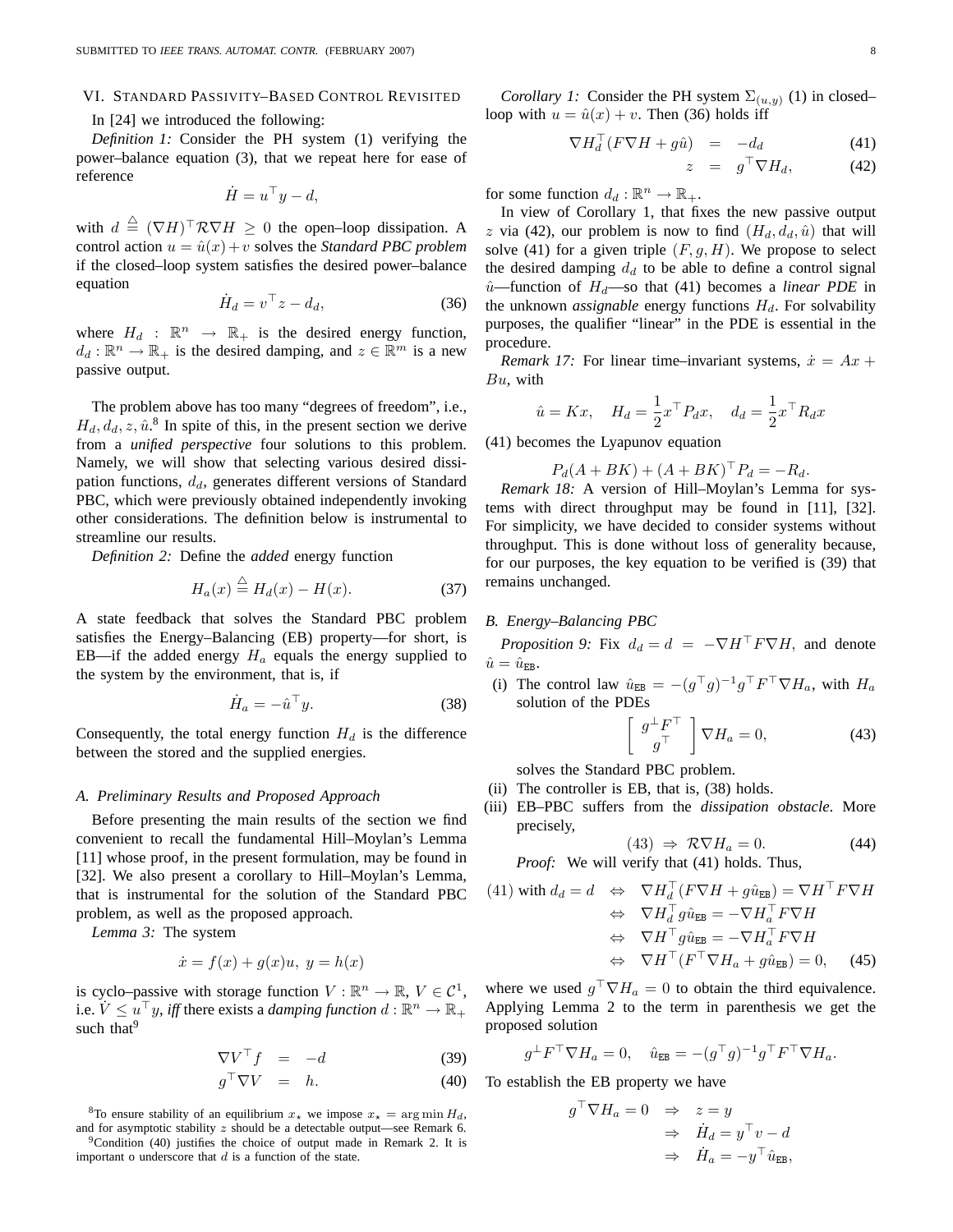## VI. Standard Passivity–Based Control Revisited

In [24] we introduced the following:

*Definition 1:* Consider the PH system (1) verifying the power–balance equation (3), that we repeat here for ease of reference

$$\dot{H} = u^\top y - d,$$

with $d \stackrel{\triangle}{=} (\nabla H)^\top \mathcal{R} \nabla H \geq 0$ the open–loop dissipation. A control action $u = \hat{u}(x) + v$ solves the *Standard PBC problem* if the closed–loop system satisfies the desired power–balance equation

$$\dot{H}_d = v^\top z - d_d, \tag{36}$$

where $H_d : \mathbb{R}^n \to \mathbb{R}_+$ is the desired energy function, $d_d : \mathbb{R}^n \to \mathbb{R}_+$ is the desired damping, and $z \in \mathbb{R}^m$ is a new passive output.

The problem above has too many "degrees of freedom", i.e., $H_d, d_d, z, \hat{u}$.[8] In spite of this, in the present section we derive from a *unified perspective* four solutions to this problem. Namely, we will show that selecting various desired dissipation functions, $d_d$, generates different versions of Standard PBC, which were previously obtained independently invoking other considerations. The definition below is instrumental to streamline our results.

*Definition 2:* Define the *added* energy function

$$H_a(x) \stackrel{\triangle}{=} H_d(x) - H(x). \tag{37}$$

A state feedback that solves the Standard PBC problem satisfies the Energy–Balancing (EB) property—for short, is EB—if the added energy $H_a$ equals the energy supplied to the system by the environment, that is, if

$$\dot{H}_a = -\hat{u}^\top y. \tag{38}$$

Consequently, the total energy function $H_d$ is the difference between the stored and the supplied energies.

### A. Preliminary Results and Proposed Approach

Before presenting the main results of the section we find convenient to recall the fundamental Hill–Moylan's Lemma [11] whose proof, in the present formulation, may be found in [32]. We also present a corollary to Hill–Moylan's Lemma, that is instrumental for the solution of the Standard PBC problem, as well as the proposed approach.

*Lemma 3:* The system

$$\dot{x} = f(x) + g(x)u, \; y = h(x)$$

is cyclo–passive with storage function $V : \mathbb{R}^n \to \mathbb{R}$, $V \in \mathcal{C}^1$, i.e. $\dot{V} \leq u^\top y$, *iff* there exists a *damping function* $d : \mathbb{R}^n \to \mathbb{R}_+$ such that[9]

$$\begin{aligned} \nabla V^\top f &= -d \qquad (39)\\ g^\top \nabla V &= h. \qquad (40) \end{aligned}$$

*Corollary 1:* Consider the PH system $\Sigma_{(u,y)}$ (1) in closed–loop with $u = \hat{u}(x) + v$. Then (36) holds iff

$$\begin{aligned} \nabla H_d^\top (F \nabla H + g\hat{u}) &= -d_d \qquad (41)\\ z &= g^\top \nabla H_d, \qquad (42) \end{aligned}$$

for some function $d_d : \mathbb{R}^n \to \mathbb{R}_+$.

In view of Corollary 1, that fixes the new passive output $z$ via (42), our problem is now to find $(H_d, d_d, \hat{u})$ that will solve (41) for a given triple $(F, g, H)$. We propose to select the desired damping $d_d$ to be able to define a control signal $\hat{u}$—function of $H_d$—so that (41) becomes a *linear PDE* in the unknown *assignable* energy functions $H_d$. For solvability purposes, the qualifier "linear" in the PDE is essential in the procedure.

*Remark 17:* For linear time–invariant systems, $\dot{x} = Ax + Bu$, with

$$\hat{u} = Kx, \quad H_d = \frac{1}{2}x^\top P_d x, \quad d_d = \frac{1}{2}x^\top R_d x$$

(41) becomes the Lyapunov equation

$$P_d(A + BK) + (A + BK)^\top P_d = -R_d.$$

*Remark 18:* A version of Hill–Moylan's Lemma for systems with direct throughput may be found in [11], [32]. For simplicity, we have decided to consider systems without throughput. This is done without loss of generality because, for our purposes, the key equation to be verified is (39) that remains unchanged.

### B. Energy–Balancing PBC

*Proposition 9:* Fix $d_d = d = -\nabla H^\top F \nabla H$, and denote $\hat{u} = \hat{u}_{\texttt{EB}}$.

(i) The control law $\hat{u}_{\texttt{EB}} = -(g^\top g)^{-1} g^\top F^\top \nabla H_a$, with $H_a$ solution of the PDEs

$$\left[ \begin{array}{c} g^\perp F^\top \\ g^\top \end{array} \right] \nabla H_a = 0, \tag{43}$$

solves the Standard PBC problem.

(ii) The controller is EB, that is, (38) holds.

(iii) EB–PBC suffers from the *dissipation obstacle*. More precisely,

$$(43) \;\Rightarrow\; \mathcal{R} \nabla H_a = 0. \tag{44}$$

*Proof:* We will verify that (41) holds. Thus,

$$\begin{aligned} (41) \text{ with } d_d = d \quad &\Leftrightarrow \quad \nabla H_d^\top (F \nabla H + g\hat{u}_{\texttt{EB}}) = \nabla H^\top F \nabla H \\ &\Leftrightarrow \quad \nabla H_d^\top g \hat{u}_{\texttt{EB}} = -\nabla H_a^\top F \nabla H \\ &\Leftrightarrow \quad \nabla H^\top g \hat{u}_{\texttt{EB}} = -\nabla H_a^\top F \nabla H \\ &\Leftrightarrow \quad \nabla H^\top (F^\top \nabla H_a + g \hat{u}_{\texttt{EB}}) = 0, \qquad (45) \end{aligned}$$

where we used $g^\top \nabla H_a = 0$ to obtain the third equivalence. Applying Lemma 2 to the term in parenthesis we get the proposed solution

$$g^\perp F^\top \nabla H_a = 0, \quad \hat{u}_{\texttt{EB}} = -(g^\top g)^{-1} g^\top F^\top \nabla H_a.$$

To establish the EB property we have

$$\begin{aligned} g^\top \nabla H_a = 0 \quad &\Rightarrow \quad z = y \\ &\Rightarrow \quad \dot{H}_d = y^\top v - d \\ &\Rightarrow \quad \dot{H}_a = -y^\top \hat{u}_{\texttt{EB}}, \end{aligned}$$

---

[8] To ensure stability of an equilibrium $x_\star$ we impose $x_\star = \arg\min H_d$, and for asymptotic stability $z$ should be a detectable output—see Remark 6.

[9] Condition (40) justifies the choice of output made in Remark 2. It is important o underscore that $d$ is a function of the state.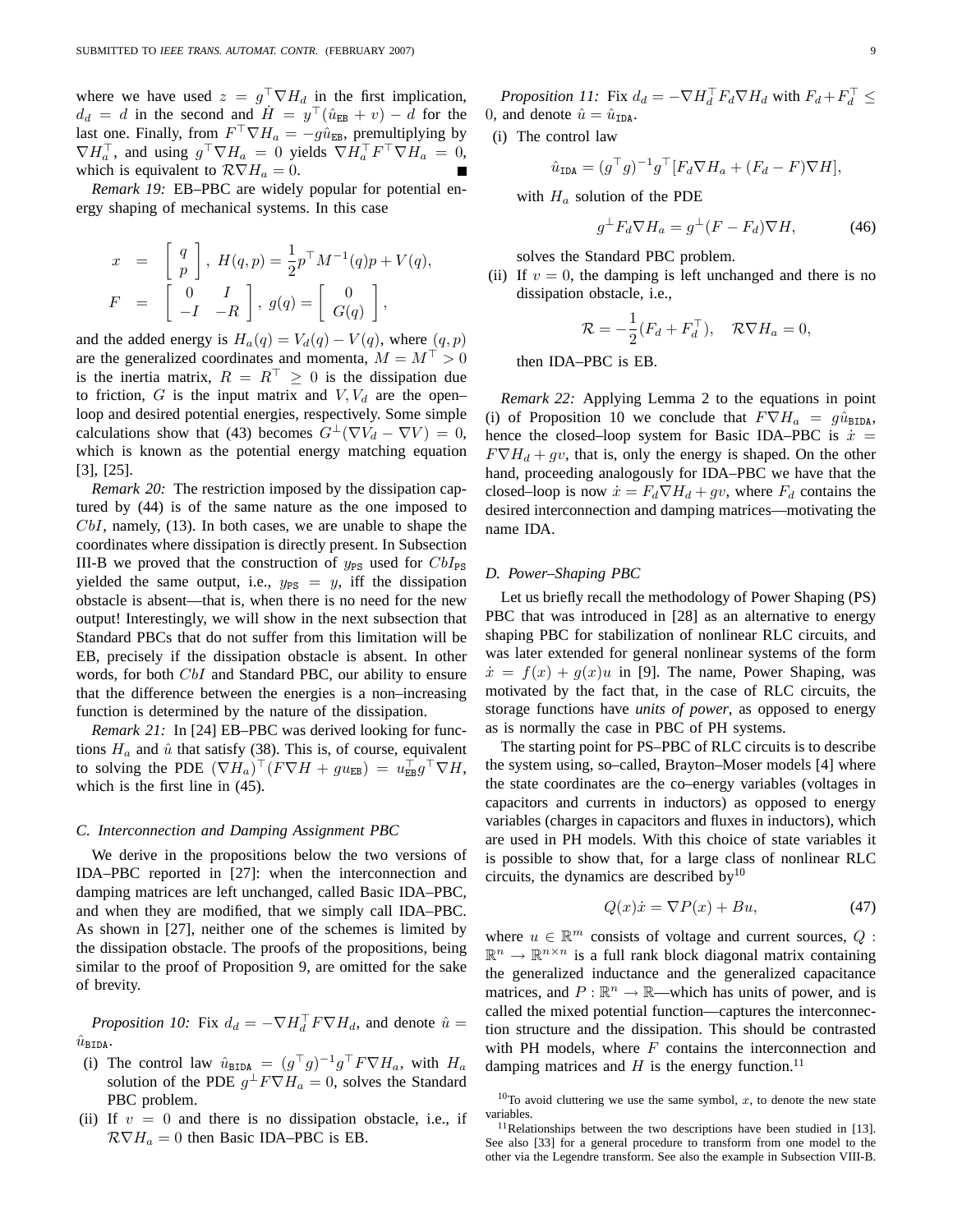where we have used $z = g^\top \nabla H_d$ in the first implication, $d_d = d$ in the second and $\dot{H} = y^\top(\hat{u}_{\mathtt{EB}} + v) - d$ for the last one. Finally, from $F^\top \nabla H_a = -g\hat{u}_{\mathtt{EB}}$, premultiplying by $\nabla H_a^\top$, and using $g^\top \nabla H_a = 0$ yields $\nabla H_a^\top F^\top \nabla H_a = 0$, which is equivalent to $\mathcal{R}\nabla H_a = 0$. ∎

*Remark 19:* EB–PBC are widely popular for potential energy shaping of mechanical systems. In this case

$$
\begin{aligned}
x &= \begin{bmatrix} q \\ p \end{bmatrix}, \; H(q,p) = \frac{1}{2}p^\top M^{-1}(q)p + V(q), \\
F &= \begin{bmatrix} 0 & I \\ -I & -R \end{bmatrix}, \; g(q) = \begin{bmatrix} 0 \\ G(q) \end{bmatrix},
\end{aligned}
$$

and the added energy is $H_a(q) = V_d(q) - V(q)$, where $(q,p)$ are the generalized coordinates and momenta, $M = M^\top > 0$ is the inertia matrix, $R = R^\top \geq 0$ is the dissipation due to friction, $G$ is the input matrix and $V, V_d$ are the open–loop and desired potential energies, respectively. Some simple calculations show that (43) becomes $G^\perp(\nabla V_d - \nabla V) = 0$, which is known as the potential energy matching equation [3], [25].

*Remark 20:* The restriction imposed by the dissipation captured by (44) is of the same nature as the one imposed to $CbI$, namely, (13). In both cases, we are unable to shape the coordinates where dissipation is directly present. In Subsection III-B we proved that the construction of $y_{\mathtt{PS}}$ used for $CbI_{\mathtt{PS}}$ yielded the same output, i.e., $y_{\mathtt{PS}} = y$, iff the dissipation obstacle is absent—that is, when there is no need for the new output! Interestingly, we will show in the next subsection that Standard PBCs that do not suffer from this limitation will be EB, precisely if the dissipation obstacle is absent. In other words, for both $CbI$ and Standard PBC, our ability to ensure that the difference between the energies is a non–increasing function is determined by the nature of the dissipation.

*Remark 21:* In [24] EB–PBC was derived looking for functions $H_a$ and $\hat{u}$ that satisfy (38). This is, of course, equivalent to solving the PDE $(\nabla H_a)^\top(F\nabla H + g u_{\mathtt{EB}}) = u_{\mathtt{EB}}^\top g^\top \nabla H$, which is the first line in (45).

### C. Interconnection and Damping Assignment PBC

We derive in the propositions below the two versions of IDA–PBC reported in [27]: when the interconnection and damping matrices are left unchanged, called Basic IDA–PBC, and when they are modified, that we simply call IDA–PBC. As shown in [27], neither one of the schemes is limited by the dissipation obstacle. The proofs of the propositions, being similar to the proof of Proposition 9, are omitted for the sake of brevity.

*Proposition 10:* Fix $d_d = -\nabla H_d^\top F \nabla H_d$, and denote $\hat{u} = \hat{u}_{\mathtt{BIDA}}$.

(i) The control law $\hat{u}_{\mathtt{BIDA}} = (g^\top g)^{-1} g^\top F \nabla H_a$, with $H_a$ solution of the PDE $g^\perp F \nabla H_a = 0$, solves the Standard PBC problem.

(ii) If $v = 0$ and there is no dissipation obstacle, i.e., if $\mathcal{R}\nabla H_a = 0$ then Basic IDA–PBC is EB.

*Proposition 11:* Fix $d_d = -\nabla H_d^\top F_d \nabla H_d$ with $F_d + F_d^\top \leq 0$, and denote $\hat{u} = \hat{u}_{\mathtt{IDA}}$.

(i) The control law

$$
\hat{u}_{\mathtt{IDA}} = (g^\top g)^{-1} g^\top [F_d \nabla H_a + (F_d - F)\nabla H],
$$

with $H_a$ solution of the PDE

$$
g^\perp F_d \nabla H_a = g^\perp (F - F_d)\nabla H, \tag{46}
$$

solves the Standard PBC problem.

(ii) If $v = 0$, the damping is left unchanged and there is no dissipation obstacle, i.e.,

$$
\mathcal{R} = -\frac{1}{2}(F_d + F_d^\top), \quad \mathcal{R}\nabla H_a = 0,
$$

then IDA–PBC is EB.

*Remark 22:* Applying Lemma 2 to the equations in point (i) of Proposition 10 we conclude that $F\nabla H_a = g\hat{u}_{\mathtt{BIDA}}$, hence the closed–loop system for Basic IDA–PBC is $\dot{x} = F\nabla H_d + gv$, that is, only the energy is shaped. On the other hand, proceeding analogously for IDA–PBC we have that the closed–loop is now $\dot{x} = F_d \nabla H_d + gv$, where $F_d$ contains the desired interconnection and damping matrices—motivating the name IDA.

### D. Power–Shaping PBC

Let us briefly recall the methodology of Power Shaping (PS) PBC that was introduced in [28] as an alternative to energy shaping PBC for stabilization of nonlinear RLC circuits, and was later extended for general nonlinear systems of the form $\dot{x} = f(x) + g(x)u$ in [9]. The name, Power Shaping, was motivated by the fact that, in the case of RLC circuits, the storage functions have *units of power*, as opposed to energy as is normally the case in PBC of PH systems.

The starting point for PS–PBC of RLC circuits is to describe the system using, so–called, Brayton–Moser models [4] where the state coordinates are the co–energy variables (voltages in capacitors and currents in inductors) as opposed to energy variables (charges in capacitors and fluxes in inductors), which are used in PH models. With this choice of state variables it is possible to show that, for a large class of nonlinear RLC circuits, the dynamics are described by[10]

$$
Q(x)\dot{x} = \nabla P(x) + Bu, \tag{47}
$$

where $u \in \mathbb{R}^m$ consists of voltage and current sources, $Q : \mathbb{R}^n \to \mathbb{R}^{n\times n}$ is a full rank block diagonal matrix containing the generalized inductance and the generalized capacitance matrices, and $P : \mathbb{R}^n \to \mathbb{R}$—which has units of power, and is called the mixed potential function—captures the interconnection structure and the dissipation. This should be contrasted with PH models, where $F$ contains the interconnection and damping matrices and $H$ is the energy function.[11]

[10] To avoid cluttering we use the same symbol, $x$, to denote the new state variables.

[11] Relationships between the two descriptions have been studied in [13]. See also [33] for a general procedure to transform from one model to the other via the Legendre transform. See also the example in Subsection VIII-B.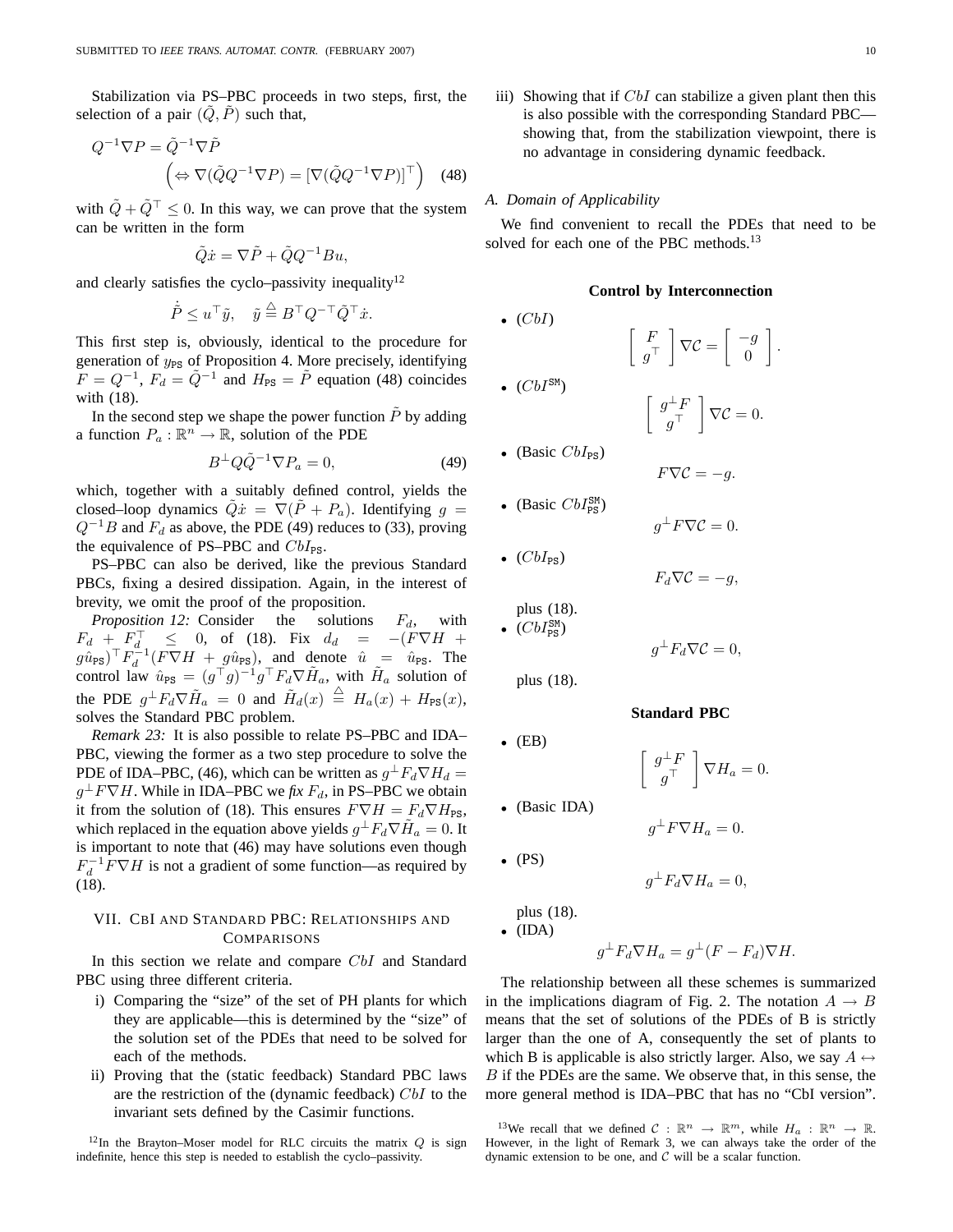Stabilization via PS–PBC proceeds in two steps, first, the selection of a pair $(\tilde{Q}, \tilde{P})$ such that,

$$Q^{-1}\nabla P = \tilde{Q}^{-1}\nabla \tilde{P}$$
$$\left(\Leftrightarrow \nabla(\tilde{Q}Q^{-1}\nabla P) = [\nabla(\tilde{Q}Q^{-1}\nabla P)]^\top\right) \quad (48)$$

with $\tilde{Q} + \tilde{Q}^\top \leq 0$. In this way, we can prove that the system can be written in the form

$$\tilde{Q}\dot{x} = \nabla \tilde{P} + \tilde{Q}Q^{-1}Bu,$$

and clearly satisfies the cyclo–passivity inequality[12]

$$\dot{\tilde{P}} \leq u^\top \tilde{y}, \quad \tilde{y} \stackrel{\triangle}{=} B^\top Q^{-\top}\tilde{Q}^\top \dot{x}.$$

This first step is, obviously, identical to the procedure for generation of $y_{\tt PS}$ of Proposition 4. More precisely, identifying $F = Q^{-1}$, $F_d = \tilde{Q}^{-1}$ and $H_{\tt PS} = \tilde{P}$ equation (48) coincides with (18).

In the second step we shape the power function $\tilde{P}$ by adding a function $P_a : \mathbb{R}^n \to \mathbb{R}$, solution of the PDE

$$B^\perp Q\tilde{Q}^{-1}\nabla P_a = 0, \quad (49)$$

which, together with a suitably defined control, yields the closed–loop dynamics $\tilde{Q}\dot{x} = \nabla(\tilde{P} + P_a)$. Identifying $g = Q^{-1}B$ and $F_d$ as above, the PDE (49) reduces to (33), proving the equivalence of PS–PBC and $CbI_{\tt PS}$.

PS–PBC can also be derived, like the previous Standard PBCs, fixing a desired dissipation. Again, in the interest of brevity, we omit the proof of the proposition.

*Proposition 12:* Consider the solutions $F_d$, with $F_d + F_d^\top \leq 0$, of (18). Fix $d_d = -(F\nabla H + g\hat{u}_{\tt PS})^\top F_d^{-1}(F\nabla H + g\hat{u}_{\tt PS})$, and denote $\hat{u} = \hat{u}_{\tt PS}$. The control law $\hat{u}_{\tt PS} = (g^\top g)^{-1}g^\top F_d\nabla \tilde{H}_a$, with $\tilde{H}_a$ solution of the PDE $g^\perp F_d\nabla\tilde{H}_a = 0$ and $\tilde{H}_d(x) \stackrel{\triangle}{=} H_a(x) + H_{\tt PS}(x)$, solves the Standard PBC problem.

*Remark 23:* It is also possible to relate PS–PBC and IDA–PBC, viewing the former as a two step procedure to solve the PDE of IDA–PBC, (46), which can be written as $g^\perp F_d\nabla H_d = g^\perp F\nabla H$. While in IDA–PBC we *fix* $F_d$, in PS–PBC we obtain it from the solution of (18). This ensures $F\nabla H = F_d\nabla H_{\tt PS}$, which replaced in the equation above yields $g^\perp F_d\nabla\tilde{H}_a = 0$. It is important to note that (46) may have solutions even though $F_d^{-1}F\nabla H$ is not a gradient of some function—as required by (18).

## VII. CbI and Standard PBC: Relationships and Comparisons

In this section we relate and compare $CbI$ and Standard PBC using three different criteria.

i) Comparing the "size" of the set of PH plants for which they are applicable—this is determined by the "size" of the solution set of the PDEs that need to be solved for each of the methods.
ii) Proving that the (static feedback) Standard PBC laws are the restriction of the (dynamic feedback) $CbI$ to the invariant sets defined by the Casimir functions.
iii) Showing that if $CbI$ can stabilize a given plant then this is also possible with the corresponding Standard PBC—showing that, from the stabilization viewpoint, there is no advantage in considering dynamic feedback.

### A. Domain of Applicability

We find convenient to recall the PDEs that need to be solved for each one of the PBC methods.[13]

**Control by Interconnection**

- $(CbI)$
$$\begin{bmatrix} F \\ g^\top \end{bmatrix}\nabla\mathcal{C} = \begin{bmatrix} -g \\ 0 \end{bmatrix}.$$
- $(CbI^{\tt SM})$
$$\begin{bmatrix} g^\perp F \\ g^\top \end{bmatrix}\nabla\mathcal{C} = 0.$$
- (Basic $CbI_{\tt PS}$)
$$F\nabla\mathcal{C} = -g.$$
- (Basic $CbI_{\tt PS}^{\tt SM}$)
$$g^\perp F\nabla\mathcal{C} = 0.$$
- $(CbI_{\tt PS})$
$$F_d\nabla\mathcal{C} = -g,$$
plus (18).
- $(CbI_{\tt PS}^{\tt SM})$
$$g^\perp F_d\nabla\mathcal{C} = 0,$$
plus (18).

**Standard PBC**

- (EB)
$$\begin{bmatrix} g^\perp F \\ g^\top \end{bmatrix}\nabla H_a = 0.$$
- (Basic IDA)
$$g^\perp F\nabla H_a = 0.$$
- (PS)
$$g^\perp F_d\nabla H_a = 0,$$
plus (18).
- (IDA)
$$g^\perp F_d\nabla H_a = g^\perp(F - F_d)\nabla H.$$

The relationship between all these schemes is summarized in the implications diagram of Fig. 2. The notation $A \to B$ means that the set of solutions of the PDEs of B is strictly larger than the one of A, consequently the set of plants to which B is applicable is also strictly larger. Also, we say $A \leftrightarrow B$ if the PDEs are the same. We observe that, in this sense, the more general method is IDA–PBC that has no "CbI version".

[12] In the Brayton–Moser model for RLC circuits the matrix $Q$ is sign indefinite, hence this step is needed to establish the cyclo–passivity.

[13] We recall that we defined $\mathcal{C} : \mathbb{R}^n \to \mathbb{R}^m$, while $H_a : \mathbb{R}^n \to \mathbb{R}$. However, in the light of Remark 3, we can always take the order of the dynamic extension to be one, and $\mathcal{C}$ will be a scalar function.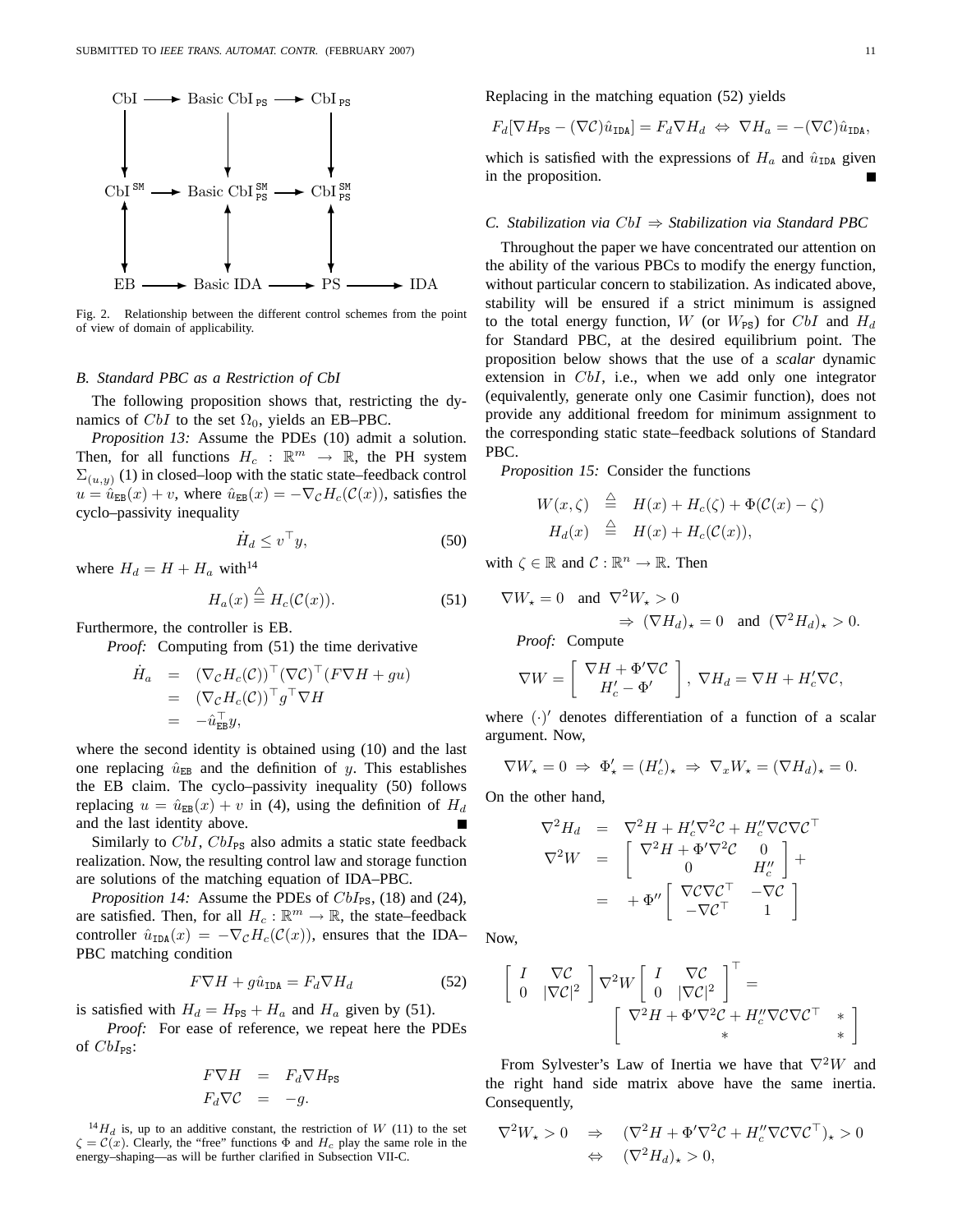Fig. 2. Relationship between the different control schemes from the point of view of domain of applicability.

### B. Standard PBC as a Restriction of CbI

The following proposition shows that, restricting the dynamics of $CbI$ to the set $\Omega_0$, yields an EB–PBC.

*Proposition 13:* Assume the PDEs (10) admit a solution. Then, for all functions $H_c : \mathbb{R}^m \to \mathbb{R}$, the PH system $\Sigma_{(u,y)}$ (1) in closed–loop with the static state–feedback control $u = \hat{u}_{\texttt{EB}}(x) + v$, where $\hat{u}_{\texttt{EB}}(x) = -\nabla_{\mathcal{C}} H_c(\mathcal{C}(x))$, satisfies the cyclo–passivity inequality

$$\dot{H}_d \leq v^\top y, \tag{50}$$

where $H_d = H + H_a$ with[14]

$$H_a(x) \stackrel{\triangle}{=} H_c(\mathcal{C}(x)). \tag{51}$$

Furthermore, the controller is EB.

*Proof:* Computing from (51) the time derivative

$$\begin{aligned}
\dot{H}_a &= (\nabla_{\mathcal{C}} H_c(\mathcal{C}))^\top (\nabla \mathcal{C})^\top (F \nabla H + g u) \\
&= (\nabla_{\mathcal{C}} H_c(\mathcal{C}))^\top g^\top \nabla H \\
&= -\hat{u}_{\texttt{EB}}^\top y,
\end{aligned}$$

where the second identity is obtained using (10) and the last one replacing $\hat{u}_{\texttt{EB}}$ and the definition of $y$. This establishes the EB claim. The cyclo–passivity inequality (50) follows replacing $u = \hat{u}_{\texttt{EB}}(x) + v$ in (4), using the definition of $H_d$ and the last identity above. ∎

Similarly to $CbI$, $CbI_{\texttt{PS}}$ also admits a static state feedback realization. Now, the resulting control law and storage function are solutions of the matching equation of IDA–PBC.

*Proposition 14:* Assume the PDEs of $CbI_{\texttt{PS}}$, (18) and (24), are satisfied. Then, for all $H_c : \mathbb{R}^m \to \mathbb{R}$, the state–feedback controller $\hat{u}_{\texttt{IDA}}(x) = -\nabla_{\mathcal{C}} H_c(\mathcal{C}(x))$, ensures that the IDA–PBC matching condition

$$F \nabla H + g \hat{u}_{\texttt{IDA}} = F_d \nabla H_d \tag{52}$$

is satisfied with $H_d = H_{\texttt{PS}} + H_a$ and $H_a$ given by (51).

*Proof:* For ease of reference, we repeat here the PDEs of $CbI_{\texttt{PS}}$:

$$\begin{aligned}
F \nabla H &= F_d \nabla H_{\texttt{PS}} \\
F_d \nabla \mathcal{C} &= -g.
\end{aligned}$$

[14] $H_d$ is, up to an additive constant, the restriction of $W$ (11) to the set $\zeta = \mathcal{C}(x)$. Clearly, the "free" functions $\Phi$ and $H_c$ play the same role in the energy–shaping—as will be further clarified in Subsection VII-C.

Replacing in the matching equation (52) yields

$$F_d [\nabla H_{\texttt{PS}} - (\nabla \mathcal{C}) \hat{u}_{\texttt{IDA}}] = F_d \nabla H_d \;\Leftrightarrow\; \nabla H_a = -(\nabla \mathcal{C}) \hat{u}_{\texttt{IDA}},$$

which is satisfied with the expressions of $H_a$ and $\hat{u}_{\texttt{IDA}}$ given in the proposition. ∎

### C. Stabilization via $CbI \Rightarrow$ Stabilization via Standard PBC

Throughout the paper we have concentrated our attention on the ability of the various PBCs to modify the energy function, without particular concern to stabilization. As indicated above, stability will be ensured if a strict minimum is assigned to the total energy function, $W$ (or $W_{\texttt{PS}}$) for $CbI$ and $H_d$ for Standard PBC, at the desired equilibrium point. The proposition below shows that the use of a *scalar* dynamic extension in $CbI$, i.e., when we add only one integrator (equivalently, generate only one Casimir function), does not provide any additional freedom for minimum assignment to the corresponding static state–feedback solutions of Standard PBC.

*Proposition 15:* Consider the functions

$$\begin{aligned}
W(x, \zeta) &\stackrel{\triangle}{=} H(x) + H_c(\zeta) + \Phi(\mathcal{C}(x) - \zeta) \\
H_d(x) &\stackrel{\triangle}{=} H(x) + H_c(\mathcal{C}(x)),
\end{aligned}$$

with $\zeta \in \mathbb{R}$ and $\mathcal{C} : \mathbb{R}^n \to \mathbb{R}$. Then

$$\nabla W_\star = 0 \quad \text{and} \quad \nabla^2 W_\star > 0 \quad \Rightarrow\; (\nabla H_d)_\star = 0 \quad \text{and} \quad (\nabla^2 H_d)_\star > 0.$$

*Proof:* Compute

$$\nabla W = \begin{bmatrix} \nabla H + \Phi' \nabla \mathcal{C} \\ H_c' - \Phi' \end{bmatrix}, \; \nabla H_d = \nabla H + H_c' \nabla \mathcal{C},$$

where $(\cdot)'$ denotes differentiation of a function of a scalar argument. Now,

$$\nabla W_\star = 0 \;\Rightarrow\; \Phi'_\star = (H_c')_\star \;\Rightarrow\; \nabla_x W_\star = (\nabla H_d)_\star = 0.$$

On the other hand,

$$\begin{aligned}
\nabla^2 H_d &= \nabla^2 H + H_c' \nabla^2 \mathcal{C} + H_c'' \nabla \mathcal{C} \nabla \mathcal{C}^\top \\
\nabla^2 W &= \begin{bmatrix} \nabla^2 H + \Phi' \nabla^2 \mathcal{C} & 0 \\ 0 & H_c'' \end{bmatrix} + \\
&= + \Phi'' \begin{bmatrix} \nabla \mathcal{C} \nabla \mathcal{C}^\top & -\nabla \mathcal{C} \\ -\nabla \mathcal{C}^\top & 1 \end{bmatrix}
\end{aligned}$$

Now,

$$\begin{bmatrix} I & \nabla \mathcal{C} \\ 0 & |\nabla \mathcal{C}|^2 \end{bmatrix} \nabla^2 W \begin{bmatrix} I & \nabla \mathcal{C} \\ 0 & |\nabla \mathcal{C}|^2 \end{bmatrix}^\top = \begin{bmatrix} \nabla^2 H + \Phi' \nabla^2 \mathcal{C} + H_c'' \nabla \mathcal{C} \nabla \mathcal{C}^\top & * \\ * & * \end{bmatrix}$$

From Sylvester's Law of Inertia we have that $\nabla^2 W$ and the right hand side matrix above have the same inertia. Consequently,

$$\begin{aligned}
\nabla^2 W_\star > 0 \quad &\Rightarrow \quad (\nabla^2 H + \Phi' \nabla^2 \mathcal{C} + H_c'' \nabla \mathcal{C} \nabla \mathcal{C}^\top)_\star > 0 \\
&\Leftrightarrow \quad (\nabla^2 H_d)_\star > 0,
\end{aligned}$$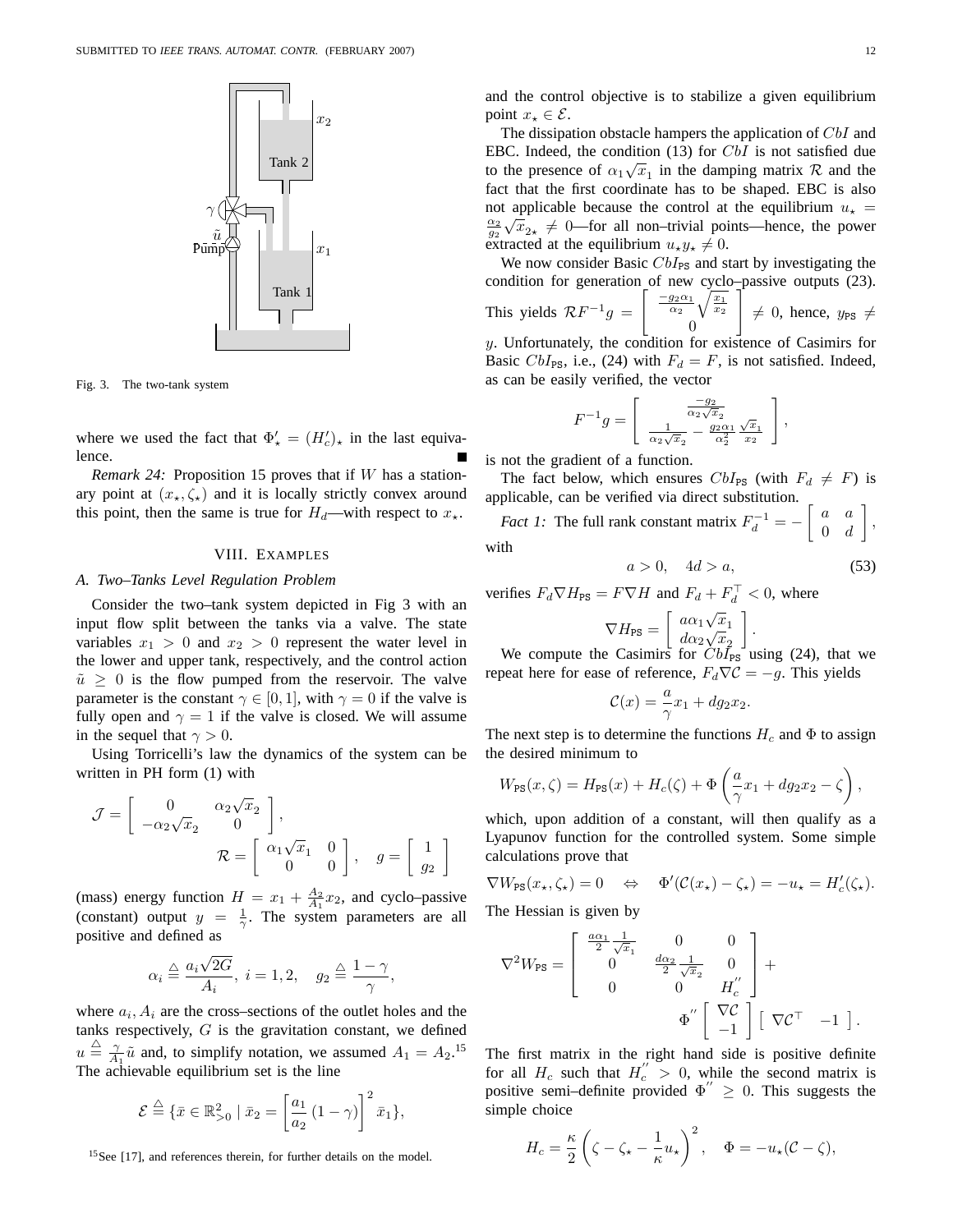Fig. 3. The two-tank system

where we used the fact that $\Phi'_\star = (H'_c)_\star$ in the last equivalence. ■

*Remark 24:* Proposition 15 proves that if $W$ has a stationary point at $(x_\star, \zeta_\star)$ and it is locally strictly convex around this point, then the same is true for $H_d$—with respect to $x_\star$.

## VIII. Examples

### A. Two–Tanks Level Regulation Problem

Consider the two–tank system depicted in Fig 3 with an input flow split between the tanks via a valve. The state variables $x_1 > 0$ and $x_2 > 0$ represent the water level in the lower and upper tank, respectively, and the control action $\tilde{u} \geq 0$ is the flow pumped from the reservoir. The valve parameter is the constant $\gamma \in [0, 1]$, with $\gamma = 0$ if the valve is fully open and $\gamma = 1$ if the valve is closed. We will assume in the sequel that $\gamma > 0$.

Using Torricelli's law the dynamics of the system can be written in PH form (1) with

$$\mathcal{J} = \begin{bmatrix} 0 & \alpha_2\sqrt{x_2} \\ -\alpha_2\sqrt{x_2} & 0 \end{bmatrix},$$
$$\mathcal{R} = \begin{bmatrix} \alpha_1\sqrt{x_1} & 0 \\ 0 & 0 \end{bmatrix}, \quad g = \begin{bmatrix} 1 \\ g_2 \end{bmatrix}$$

(mass) energy function $H = x_1 + \frac{A_2}{A_1}x_2$, and cyclo–passive (constant) output $y = \frac{1}{\gamma}$. The system parameters are all positive and defined as

$$\alpha_i \triangleq \frac{a_i\sqrt{2G}}{A_i},\ i = 1, 2, \quad g_2 \triangleq \frac{1-\gamma}{\gamma},$$

where $a_i, A_i$ are the cross–sections of the outlet holes and the tanks respectively, $G$ is the gravitation constant, we defined $u \triangleq \frac{\gamma}{A_1}\tilde{u}$ and, to simplify notation, we assumed $A_1 = A_2$.[15] The achievable equilibrium set is the line

$$\mathcal{E} \triangleq \{\bar{x} \in \mathbb{R}^2_{>0} \mid \bar{x}_2 = \left[\frac{a_1}{a_2}(1-\gamma)\right]^2 \bar{x}_1\},$$

[15] See [17], and references therein, for further details on the model.

and the control objective is to stabilize a given equilibrium point $x_\star \in \mathcal{E}$.

The dissipation obstacle hampers the application of $CbI$ and EBC. Indeed, the condition (13) for $CbI$ is not satisfied due to the presence of $\alpha_1\sqrt{x_1}$ in the damping matrix $\mathcal{R}$ and the fact that the first coordinate has to be shaped. EBC is also not applicable because the control at the equilibrium $u_\star = \frac{\alpha_2}{g_2}\sqrt{x}_{2\star} \neq 0$—for all non–trivial points—hence, the power extracted at the equilibrium $u_\star y_\star \neq 0$.

We now consider Basic $CbI_{\mathtt{PS}}$ and start by investigating the condition for generation of new cyclo–passive outputs (23). This yields $\mathcal{R}F^{-1}g = \begin{bmatrix} \frac{-g_2\alpha_1}{\alpha_2}\sqrt{\frac{x_1}{x_2}} \\ 0 \end{bmatrix} \neq 0$, hence, $y_{\mathtt{PS}} \neq y$. Unfortunately, the condition for existence of Casimirs for Basic $CbI_{\mathtt{PS}}$, i.e., (24) with $F_d = F$, is not satisfied. Indeed, as can be easily verified, the vector

$$F^{-1}g = \begin{bmatrix} \frac{-g_2}{\alpha_2\sqrt{x}_2} \\ \frac{1}{\alpha_2\sqrt{x}_2} - \frac{g_2\alpha_1}{\alpha_2^2}\frac{\sqrt{x}_1}{x_2} \end{bmatrix},$$

is not the gradient of a function.

The fact below, which ensures $CbI_{\mathtt{PS}}$ (with $F_d \neq F$) is applicable, can be verified via direct substitution.

*Fact 1:* The full rank constant matrix $F_d^{-1} = -\begin{bmatrix} a & a \\ 0 & d \end{bmatrix}$, with

$$a > 0, \quad 4d > a, \tag{53}$$

verifies $F_d\nabla H_{\mathtt{PS}} = F\nabla H$ and $F_d + F_d^\top < 0$, where

$$\nabla H_{\mathtt{PS}} = \begin{bmatrix} a\alpha_1\sqrt{x}_1 \\ d\alpha_2\sqrt{x}_2 \end{bmatrix}.$$

We compute the Casimirs for $CbI_{\mathtt{PS}}$ using (24), that we repeat here for ease of reference, $F_d\nabla\mathcal{C} = -g$. This yields

$$\mathcal{C}(x) = \frac{a}{\gamma}x_1 + dg_2x_2.$$

The next step is to determine the functions $H_c$ and $\Phi$ to assign the desired minimum to

$$W_{\mathtt{PS}}(x, \zeta) = H_{\mathtt{PS}}(x) + H_c(\zeta) + \Phi\left(\frac{a}{\gamma}x_1 + dg_2x_2 - \zeta\right),$$

which, upon addition of a constant, will then qualify as a Lyapunov function for the controlled system. Some simple calculations prove that

$$\nabla W_{\mathtt{PS}}(x_\star, \zeta_\star) = 0 \quad \Leftrightarrow \quad \Phi'(\mathcal{C}(x_\star) - \zeta_\star) = -u_\star = H'_c(\zeta_\star).$$

The Hessian is given by

$$\nabla^2 W_{\mathtt{PS}} = \begin{bmatrix} \frac{a\alpha_1}{2}\frac{1}{\sqrt{x}_1} & 0 & 0 \\ 0 & \frac{d\alpha_2}{2}\frac{1}{\sqrt{x}_2} & 0 \\ 0 & 0 & H_c'' \end{bmatrix} + \Phi''\begin{bmatrix} \nabla\mathcal{C} \\ -1 \end{bmatrix}\begin{bmatrix} \nabla\mathcal{C}^\top & -1 \end{bmatrix}.$$

The first matrix in the right hand side is positive definite for all $H_c$ such that $H_c'' > 0$, while the second matrix is positive semi–definite provided $\Phi'' \geq 0$. This suggests the simple choice

$$H_c = \frac{\kappa}{2}\left(\zeta - \zeta_\star - \frac{1}{\kappa}u_\star\right)^2, \quad \Phi = -u_\star(\mathcal{C} - \zeta),$$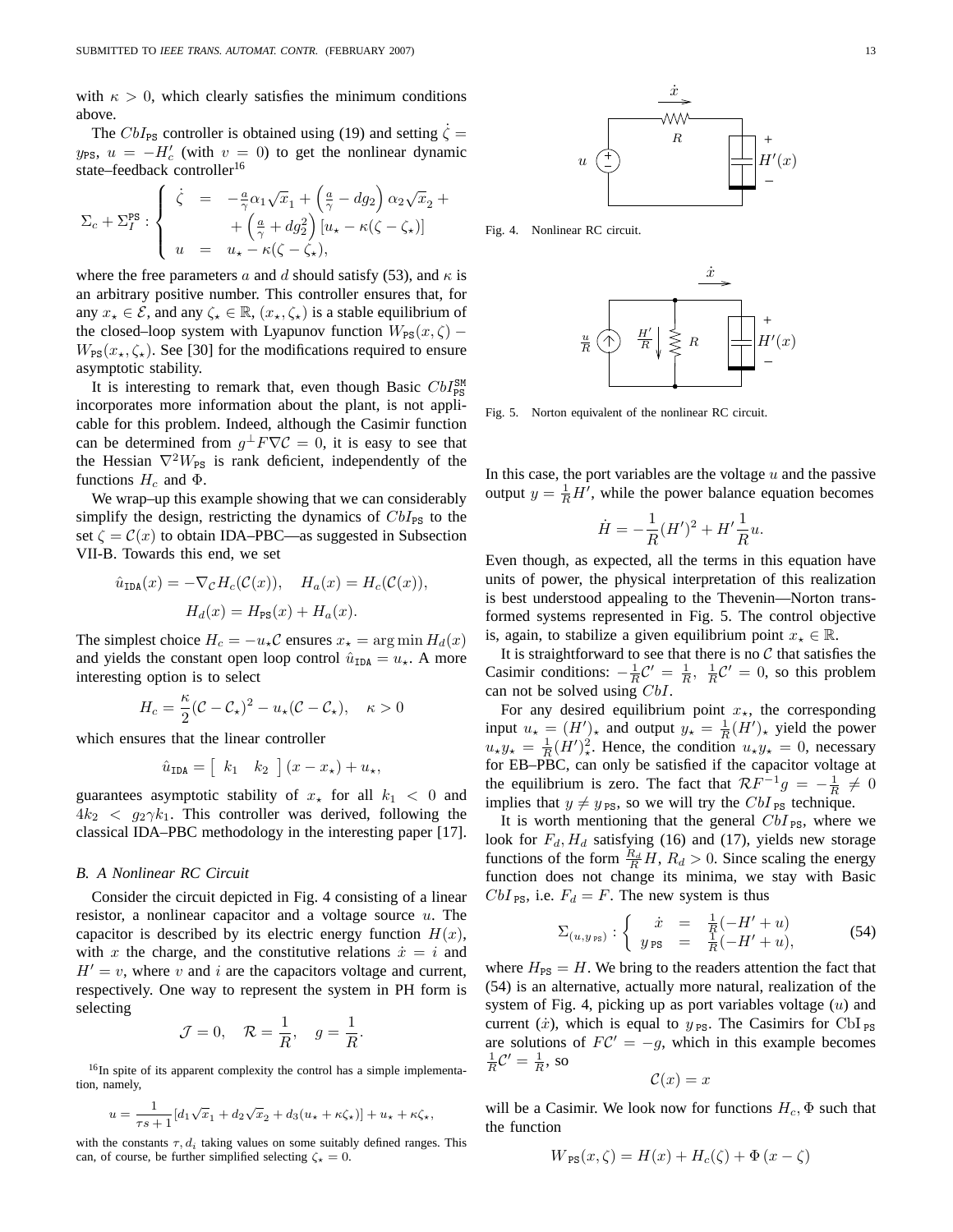with $\kappa > 0$, which clearly satisfies the minimum conditions above.

The $CbI_{\mathtt{PS}}$ controller is obtained using (19) and setting $\dot{\zeta} = y_{\mathtt{PS}}$, $u = -H_c'$ (with $v = 0$) to get the nonlinear dynamic state–feedback controller[16]

$$\Sigma_c + \Sigma_I^{\mathtt{PS}} : \begin{cases} \dot{\zeta} &= -\frac{a}{\gamma}\alpha_1\sqrt{x}_1 + \left(\frac{a}{\gamma} - dg_2\right)\alpha_2\sqrt{x}_2 + \\ &\quad + \left(\frac{a}{\gamma} + dg_2^2\right)[u_\star - \kappa(\zeta - \zeta_\star)] \\ u &= u_\star - \kappa(\zeta - \zeta_\star), \end{cases}$$

where the free parameters $a$ and $d$ should satisfy (53), and $\kappa$ is an arbitrary positive number. This controller ensures that, for any $x_\star \in \mathcal{E}$, and any $\zeta_\star \in \mathbb{R}$, $(x_\star, \zeta_\star)$ is a stable equilibrium of the closed–loop system with Lyapunov function $W_{\mathtt{PS}}(x,\zeta) - W_{\mathtt{PS}}(x_\star,\zeta_\star)$. See [30] for the modifications required to ensure asymptotic stability.

It is interesting to remark that, even though Basic $CbI_{\mathtt{PS}}^{\mathtt{SM}}$ incorporates more information about the plant, is not applicable for this problem. Indeed, although the Casimir function can be determined from $g^\perp F \nabla \mathcal{C} = 0$, it is easy to see that the Hessian $\nabla^2 W_{\mathtt{PS}}$ is rank deficient, independently of the functions $H_c$ and $\Phi$.

We wrap–up this example showing that we can considerably simplify the design, restricting the dynamics of $CbI_{\mathtt{PS}}$ to the set $\zeta = \mathcal{C}(x)$ to obtain IDA–PBC—as suggested in Subsection VII-B. Towards this end, we set

$$\hat{u}_{\mathtt{IDA}}(x) = -\nabla_{\mathcal{C}} H_c(\mathcal{C}(x)), \quad H_a(x) = H_c(\mathcal{C}(x)),$$
$$H_d(x) = H_{\mathtt{PS}}(x) + H_a(x).$$

The simplest choice $H_c = -u_\star \mathcal{C}$ ensures $x_\star = \arg\min H_d(x)$ and yields the constant open loop control $\hat{u}_{\mathtt{IDA}} = u_\star$. A more interesting option is to select

$$H_c = \frac{\kappa}{2}(\mathcal{C} - \mathcal{C}_\star)^2 - u_\star(\mathcal{C} - \mathcal{C}_\star), \quad \kappa > 0$$

which ensures that the linear controller

$$\hat{u}_{\mathtt{IDA}} = \left[\begin{array}{cc} k_1 & k_2 \end{array}\right](x - x_\star) + u_\star,$$

guarantees asymptotic stability of $x_\star$ for all $k_1 < 0$ and $4k_2 < g_2\gamma k_1$. This controller was derived, following the classical IDA–PBC methodology in the interesting paper [17].

### B. A Nonlinear RC Circuit

Consider the circuit depicted in Fig. 4 consisting of a linear resistor, a nonlinear capacitor and a voltage source $u$. The capacitor is described by its electric energy function $H(x)$, with $x$ the charge, and the constitutive relations $\dot{x} = i$ and $H' = v$, where $v$ and $i$ are the capacitors voltage and current, respectively. One way to represent the system in PH form is selecting

$$\mathcal{J} = 0, \quad \mathcal{R} = \frac{1}{R}, \quad g = \frac{1}{R}.$$

[16]In spite of its apparent complexity the control has a simple implementation, namely,

$$u = \frac{1}{\tau s + 1}[d_1\sqrt{x}_1 + d_2\sqrt{x}_2 + d_3(u_\star + \kappa\zeta_\star)] + u_\star + \kappa\zeta_\star,$$

with the constants $\tau, d_i$ taking values on some suitably defined ranges. This can, of course, be further simplified selecting $\zeta_\star = 0$.

Fig. 4. Nonlinear RC circuit.

Fig. 5. Norton equivalent of the nonlinear RC circuit.

In this case, the port variables are the voltage $u$ and the passive output $y = \frac{1}{R}H'$, while the power balance equation becomes

$$\dot{H} = -\frac{1}{R}(H')^2 + H'\frac{1}{R}u.$$

Even though, as expected, all the terms in this equation have units of power, the physical interpretation of this realization is best understood appealing to the Thevenin—Norton transformed systems represented in Fig. 5. The control objective is, again, to stabilize a given equilibrium point $x_\star \in \mathbb{R}$.

It is straightforward to see that there is no $\mathcal{C}$ that satisfies the Casimir conditions: $-\frac{1}{R}\mathcal{C}' = \frac{1}{R}$, $\frac{1}{R}\mathcal{C}' = 0$, so this problem can not be solved using $CbI$.

For any desired equilibrium point $x_\star$, the corresponding input $u_\star = (H')_\star$ and output $y_\star = \frac{1}{R}(H')_\star$ yield the power $u_\star y_\star = \frac{1}{R}(H')_\star^2$. Hence, the condition $u_\star y_\star = 0$, necessary for EB–PBC, can only be satisfied if the capacitor voltage at the equilibrium is zero. The fact that $\mathcal{R}F^{-1}g = -\frac{1}{R} \neq 0$ implies that $y \neq y_{\mathtt{PS}}$, so we will try the $CbI_{\mathtt{PS}}$ technique.

It is worth mentioning that the general $CbI_{\mathtt{PS}}$, where we look for $F_d, H_d$ satisfying (16) and (17), yields new storage functions of the form $\frac{R_d}{R}H$, $R_d > 0$. Since scaling the energy function does not change its minima, we stay with Basic $CbI_{\mathtt{PS}}$, i.e. $F_d = F$. The new system is thus

$$\Sigma_{(u,y_{\mathtt{PS}})} : \begin{cases} \dot{x} &= \frac{1}{R}(-H' + u) \\ y_{\mathtt{PS}} &= \frac{1}{R}(-H' + u), \end{cases} \tag{54}$$

where $H_{\mathtt{PS}} = H$. We bring to the readers attention the fact that (54) is an alternative, actually more natural, realization of the system of Fig. 4, picking up as port variables voltage ($u$) and current ($\dot{x}$), which is equal to $y_{\mathtt{PS}}$. The Casimirs for $\mathrm{CbI}_{\mathtt{PS}}$ are solutions of $F\mathcal{C}' = -g$, which in this example becomes $\frac{1}{R}\mathcal{C}' = \frac{1}{R}$, so

$$\mathcal{C}(x) = x$$

will be a Casimir. We look now for functions $H_c, \Phi$ such that the function

$$W_{\mathtt{PS}}(x,\zeta) = H(x) + H_c(\zeta) + \Phi(x - \zeta)$$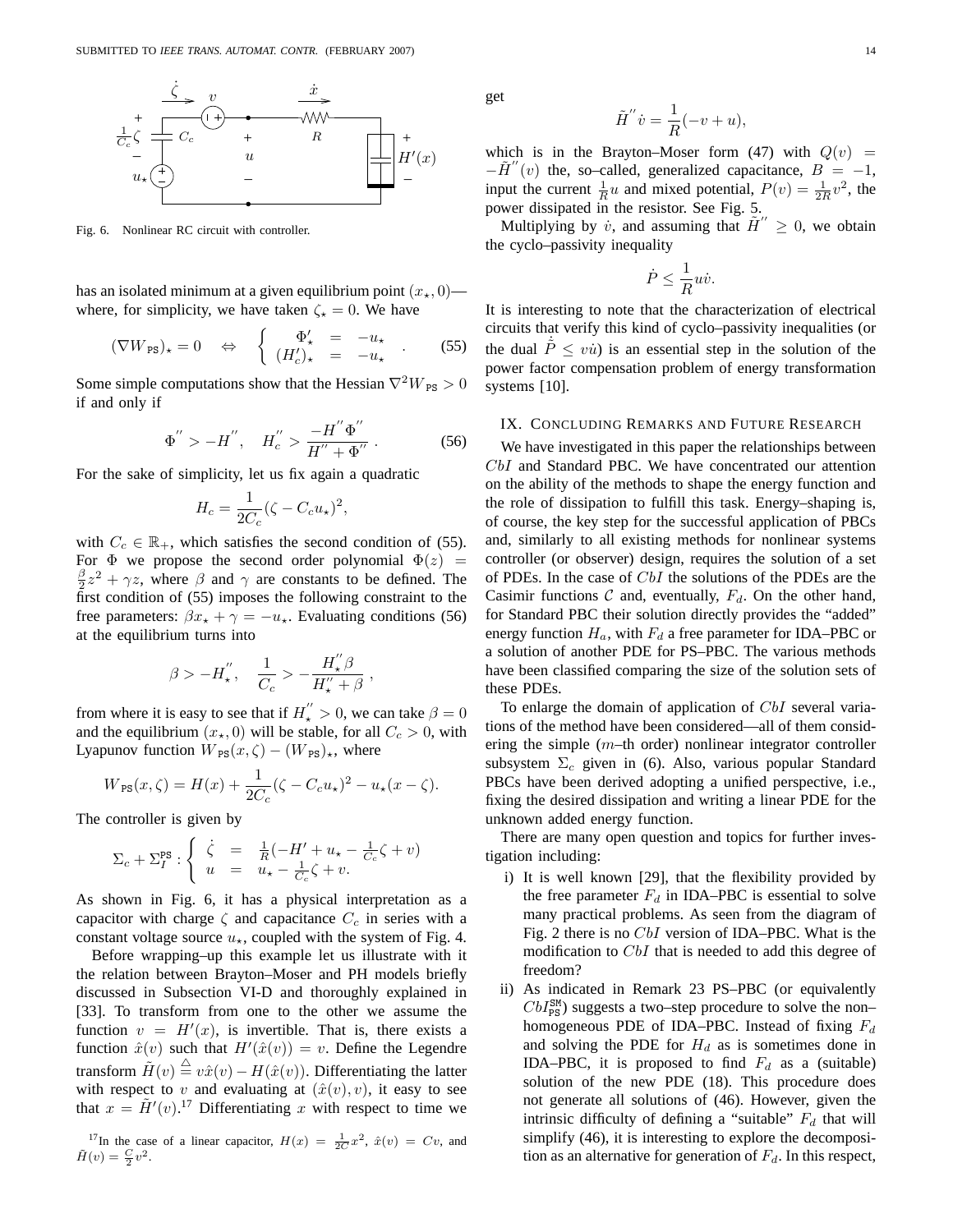Fig. 6. Nonlinear RC circuit with controller.

has an isolated minimum at a given equilibrium point $(x_\star, 0)$—where, for simplicity, we have taken $\zeta_\star = 0$. We have

$$(\nabla W_{\mathtt{PS}})_\star = 0 \quad \Leftrightarrow \quad \left\{ \begin{array}{rcl} \Phi'_\star & = & -u_\star \\ (H'_c)_\star & = & -u_\star \end{array} \right. . \tag{55}$$

Some simple computations show that the Hessian $\nabla^2 W_{\mathtt{PS}} > 0$ if and only if

$$\Phi^{''} > -H^{''}, \quad H_c^{''} > \frac{-H^{''}\Phi^{''}}{H^{''} + \Phi^{''}} . \tag{56}$$

For the sake of simplicity, let us fix again a quadratic

$$H_c = \frac{1}{2C_c}(\zeta - C_c u_\star)^2,$$

with $C_c \in \mathbb{R}_+$, which satisfies the second condition of (55). For $\Phi$ we propose the second order polynomial $\Phi(z) = \frac{\beta}{2}z^2 + \gamma z$, where $\beta$ and $\gamma$ are constants to be defined. The first condition of (55) imposes the following constraint to the free parameters: $\beta x_\star + \gamma = -u_\star$. Evaluating conditions (56) at the equilibrium turns into

$$\beta > -H_\star^{''}, \quad \frac{1}{C_c} > -\frac{H_\star^{''}\beta}{H_\star^{''} + \beta} ,$$

from where it is easy to see that if $H_\star^{''} > 0$, we can take $\beta = 0$ and the equilibrium $(x_\star, 0)$ will be stable, for all $C_c > 0$, with Lyapunov function $W_{\mathtt{PS}}(x,\zeta) - (W_{\mathtt{PS}})_\star$, where

$$W_{\mathtt{PS}}(x,\zeta) = H(x) + \frac{1}{2C_c}(\zeta - C_c u_\star)^2 - u_\star(x - \zeta).$$

The controller is given by

$$\Sigma_c + \Sigma_I^{\mathtt{PS}} : \left\{ \begin{array}{rcl} \dot{\zeta} & = & \frac{1}{R}(-H' + u_\star - \frac{1}{C_c}\zeta + v) \\ u & = & u_\star - \frac{1}{C_c}\zeta + v. \end{array} \right.$$

As shown in Fig. 6, it has a physical interpretation as a capacitor with charge $\zeta$ and capacitance $C_c$ in series with a constant voltage source $u_\star$, coupled with the system of Fig. 4.

Before wrapping–up this example let us illustrate with it the relation between Brayton–Moser and PH models briefly discussed in Subsection VI-D and thoroughly explained in [33]. To transform from one to the other we assume the function $v = H'(x)$, is invertible. That is, there exists a function $\hat{x}(v)$ such that $H'(\hat{x}(v)) = v$. Define the Legendre transform $\tilde{H}(v) \stackrel{\triangle}{=} v\hat{x}(v) - H(\hat{x}(v))$. Differentiating the latter with respect to $v$ and evaluating at $(\hat{x}(v), v)$, it easy to see that $x = \tilde{H}'(v)$.[17] Differentiating $x$ with respect to time we get

$$\tilde{H}^{''}\dot{v} = \frac{1}{R}(-v + u),$$

which is in the Brayton–Moser form (47) with $Q(v) = -\tilde{H}^{''}(v)$ the, so–called, generalized capacitance, $B = -1$, input the current $\frac{1}{R}u$ and mixed potential, $P(v) = \frac{1}{2R}v^2$, the power dissipated in the resistor. See Fig. 5.

Multiplying by $\dot{v}$, and assuming that $\tilde{H}^{''} \geq 0$, we obtain the cyclo–passivity inequality

$$\dot{P} \leq \frac{1}{R}u\dot{v}.$$

It is interesting to note that the characterization of electrical circuits that verify this kind of cyclo–passivity inequalities (or the dual $\dot{\tilde{P}} \leq v\dot{u}$) is an essential step in the solution of the power factor compensation problem of energy transformation systems [10].

[17] In the case of a linear capacitor, $H(x) = \frac{1}{2C}x^2$, $\hat{x}(v) = Cv$, and $\tilde{H}(v) = \frac{C}{2}v^2$.

## IX. Concluding Remarks and Future Research

We have investigated in this paper the relationships between $CbI$ and Standard PBC. We have concentrated our attention on the ability of the methods to shape the energy function and the role of dissipation to fulfill this task. Energy–shaping is, of course, the key step for the successful application of PBCs and, similarly to all existing methods for nonlinear systems controller (or observer) design, requires the solution of a set of PDEs. In the case of $CbI$ the solutions of the PDEs are the Casimir functions $\mathcal{C}$ and, eventually, $F_d$. On the other hand, for Standard PBC their solution directly provides the "added" energy function $H_a$, with $F_d$ a free parameter for IDA–PBC or a solution of another PDE for PS–PBC. The various methods have been classified comparing the size of the solution sets of these PDEs.

To enlarge the domain of application of $CbI$ several variations of the method have been considered—all of them considering the simple ($m$–th order) nonlinear integrator controller subsystem $\Sigma_c$ given in (6). Also, various popular Standard PBCs have been derived adopting a unified perspective, i.e., fixing the desired dissipation and writing a linear PDE for the unknown added energy function.

There are many open question and topics for further investigation including:

i) It is well known [29], that the flexibility provided by the free parameter $F_d$ in IDA–PBC is essential to solve many practical problems. As seen from the diagram of Fig. 2 there is no $CbI$ version of IDA–PBC. What is the modification to $CbI$ that is needed to add this degree of freedom?

ii) As indicated in Remark 23 PS–PBC (or equivalently $CbI^{\mathtt{SM}}_{\mathtt{PS}}$) suggests a two–step procedure to solve the non–homogeneous PDE of IDA–PBC. Instead of fixing $F_d$ and solving the PDE for $H_d$ as is sometimes done in IDA–PBC, it is proposed to find $F_d$ as a (suitable) solution of the new PDE (18). This procedure does not generate all solutions of (46). However, given the intrinsic difficulty of defining a "suitable" $F_d$ that will simplify (46), it is interesting to explore the decomposition as an alternative for generation of $F_d$. In this respect,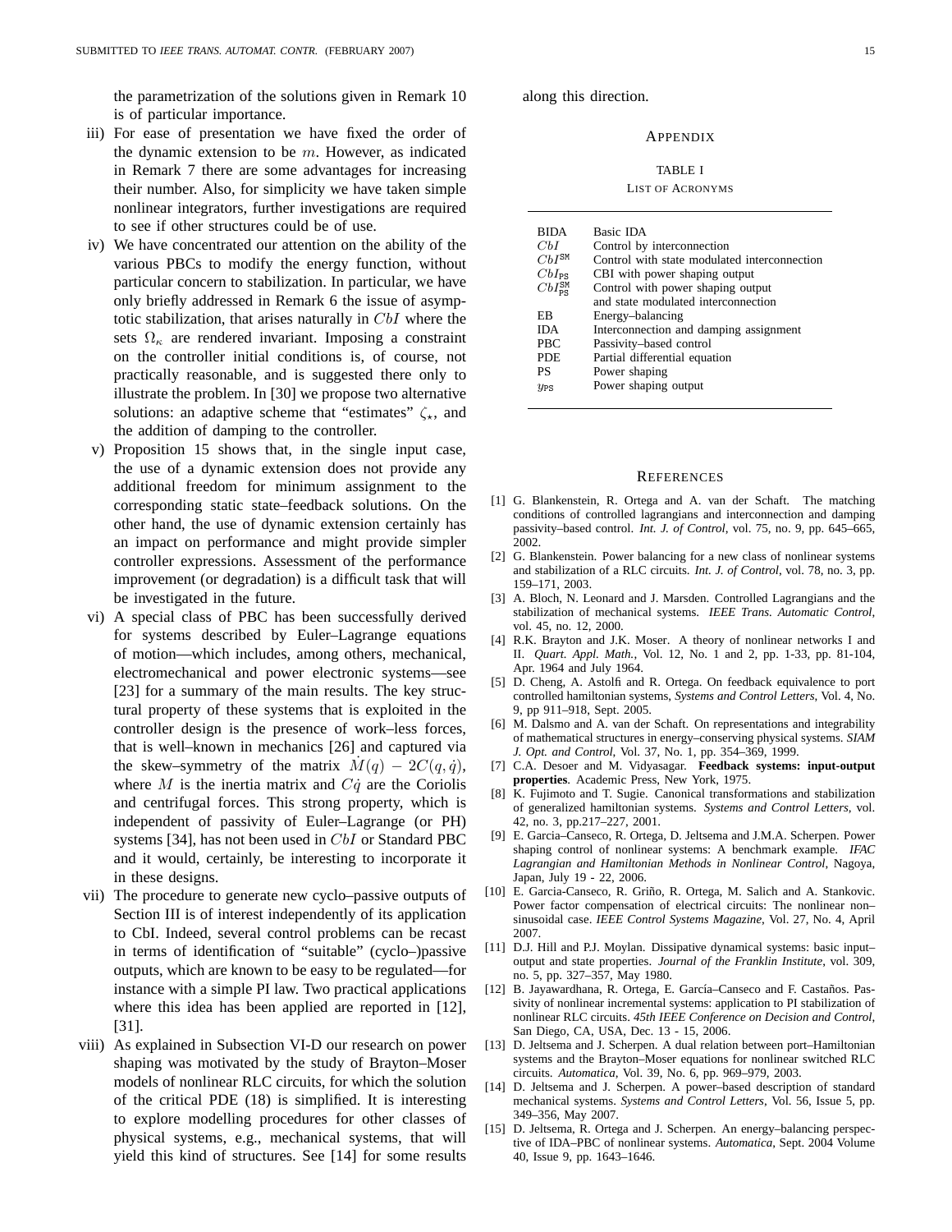the parametrization of the solutions given in Remark 10 is of particular importance.

iii) For ease of presentation we have fixed the order of the dynamic extension to be $m$. However, as indicated in Remark 7 there are some advantages for increasing their number. Also, for simplicity we have taken simple nonlinear integrators, further investigations are required to see if other structures could be of use.

iv) We have concentrated our attention on the ability of the various PBCs to modify the energy function, without particular concern to stabilization. In particular, we have only briefly addressed in Remark 6 the issue of asymptotic stabilization, that arises naturally in $CbI$ where the sets $\Omega_\kappa$ are rendered invariant. Imposing a constraint on the controller initial conditions is, of course, not practically reasonable, and is suggested there only to illustrate the problem. In [30] we propose two alternative solutions: an adaptive scheme that "estimates" $\zeta_\star$, and the addition of damping to the controller.

v) Proposition 15 shows that, in the single input case, the use of a dynamic extension does not provide any additional freedom for minimum assignment to the corresponding static state–feedback solutions. On the other hand, the use of dynamic extension certainly has an impact on performance and might provide simpler controller expressions. Assessment of the performance improvement (or degradation) is a difficult task that will be investigated in the future.

vi) A special class of PBC has been successfully derived for systems described by Euler–Lagrange equations of motion—which includes, among others, mechanical, electromechanical and power electronic systems—see [23] for a summary of the main results. The key structural property of these systems that is exploited in the controller design is the presence of work–less forces, that is well–known in mechanics [26] and captured via the skew–symmetry of the matrix $\dot{M}(q) - 2C(q,\dot{q})$, where $M$ is the inertia matrix and $C\dot{q}$ are the Coriolis and centrifugal forces. This strong property, which is independent of passivity of Euler–Lagrange (or PH) systems [34], has not been used in $CbI$ or Standard PBC and it would, certainly, be interesting to incorporate it in these designs.

vii) The procedure to generate new cyclo–passive outputs of Section III is of interest independently of its application to CbI. Indeed, several control problems can be recast in terms of identification of "suitable" (cyclo–)passive outputs, which are known to be easy to be regulated—for instance with a simple PI law. Two practical applications where this idea has been applied are reported in [12], [31].

viii) As explained in Subsection VI-D our research on power shaping was motivated by the study of Brayton–Moser models of nonlinear RLC circuits, for which the solution of the critical PDE (18) is simplified. It is interesting to explore modelling procedures for other classes of physical systems, e.g., mechanical systems, that will yield this kind of structures. See [14] for some results along this direction.

## Appendix

TABLE I
LIST OF ACRONYMS

| Acronym | Meaning |
|---|---|
| BIDA | Basic IDA |
| $CbI$ | Control by interconnection |
| $CbI^{\mathtt{SM}}$ | Control with state modulated interconnection |
| $CbI_{\mathtt{PS}}$ | CBI with power shaping output |
| $CbI^{\mathtt{SM}}_{\mathtt{PS}}$ | Control with power shaping output and state modulated interconnection |
| EB | Energy–balancing |
| IDA | Interconnection and damping assignment |
| PBC | Passivity–based control |
| PDE | Partial differential equation |
| PS | Power shaping |
| $y_{\mathtt{PS}}$ | Power shaping output |

## References

[1] G. Blankenstein, R. Ortega and A. van der Schaft. The matching conditions of controlled lagrangians and interconnection and damping passivity–based control. *Int. J. of Control*, vol. 75, no. 9, pp. 645–665, 2002.

[2] G. Blankenstein. Power balancing for a new class of nonlinear systems and stabilization of a RLC circuits. *Int. J. of Control*, vol. 78, no. 3, pp. 159–171, 2003.

[3] A. Bloch, N. Leonard and J. Marsden. Controlled Lagrangians and the stabilization of mechanical systems. *IEEE Trans. Automatic Control*, vol. 45, no. 12, 2000.

[4] R.K. Brayton and J.K. Moser. A theory of nonlinear networks I and II. *Quart. Appl. Math.*, Vol. 12, No. 1 and 2, pp. 1-33, pp. 81-104, Apr. 1964 and July 1964.

[5] D. Cheng, A. Astolfi and R. Ortega. On feedback equivalence to port controlled hamiltonian systems, *Systems and Control Letters*, Vol. 4, No. 9, pp 911–918, Sept. 2005.

[6] M. Dalsmo and A. van der Schaft. On representations and integrability of mathematical structures in energy–conserving physical systems. *SIAM J. Opt. and Control*, Vol. 37, No. 1, pp. 354–369, 1999.

[7] C.A. Desoer and M. Vidyasagar. **Feedback systems: input-output properties**. Academic Press, New York, 1975.

[8] K. Fujimoto and T. Sugie. Canonical transformations and stabilization of generalized hamiltonian systems. *Systems and Control Letters*, vol. 42, no. 3, pp.217–227, 2001.

[9] E. Garcia–Canseco, R. Ortega, D. Jeltsema and J.M.A. Scherpen. Power shaping control of nonlinear systems: A benchmark example. *IFAC Lagrangian and Hamiltonian Methods in Nonlinear Control*, Nagoya, Japan, July 19 - 22, 2006.

[10] E. Garcia-Canseco, R. Griño, R. Ortega, M. Salich and A. Stankovic. Power factor compensation of electrical circuits: The nonlinear non–sinusoidal case. *IEEE Control Systems Magazine*, Vol. 27, No. 4, April 2007.

[11] D.J. Hill and P.J. Moylan. Dissipative dynamical systems: basic input–output and state properties. *Journal of the Franklin Institute*, vol. 309, no. 5, pp. 327–357, May 1980.

[12] B. Jayawardhana, R. Ortega, E. García–Canseco and F. Castaños. Passivity of nonlinear incremental systems: application to PI stabilization of nonlinear RLC circuits. *45th IEEE Conference on Decision and Control*, San Diego, CA, USA, Dec. 13 - 15, 2006.

[13] D. Jeltsema and J. Scherpen. A dual relation between port–Hamiltonian systems and the Brayton–Moser equations for nonlinear switched RLC circuits. *Automatica*, Vol. 39, No. 6, pp. 969–979, 2003.

[14] D. Jeltsema and J. Scherpen. A power–based description of standard mechanical systems. *Systems and Control Letters*, Vol. 56, Issue 5, pp. 349–356, May 2007.

[15] D. Jeltsema, R. Ortega and J. Scherpen. An energy–balancing perspective of IDA–PBC of nonlinear systems. *Automatica*, Sept. 2004 Volume 40, Issue 9, pp. 1643–1646.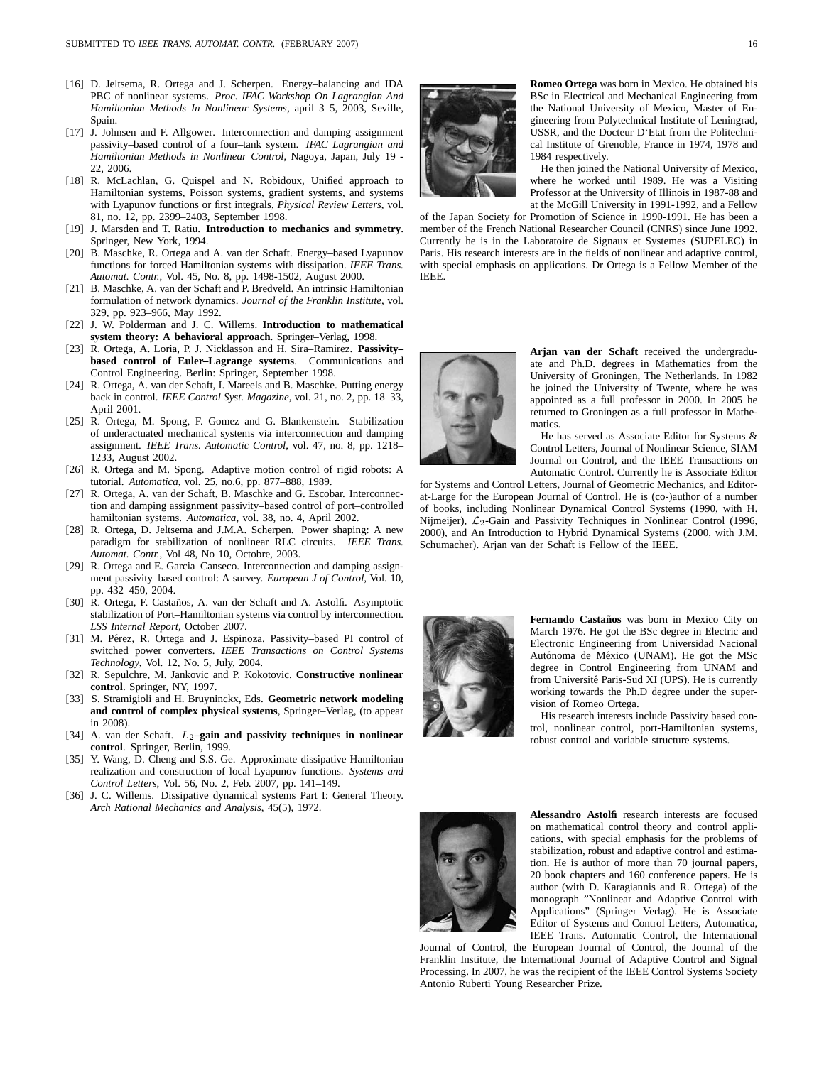[16] D. Jeltsema, R. Ortega and J. Scherpen. Energy–balancing and IDA PBC of nonlinear systems. *Proc. IFAC Workshop On Lagrangian And Hamiltonian Methods In Nonlinear Systems*, april 3–5, 2003, Seville, Spain.

[17] J. Johnsen and F. Allgower. Interconnection and damping assignment passivity–based control of a four–tank system. *IFAC Lagrangian and Hamiltonian Methods in Nonlinear Control*, Nagoya, Japan, July 19 - 22, 2006.

[18] R. McLachlan, G. Quispel and N. Robidoux, Unified approach to Hamiltonian systems, Poisson systems, gradient systems, and systems with Lyapunov functions or first integrals, *Physical Review Letters*, vol. 81, no. 12, pp. 2399–2403, September 1998.

[19] J. Marsden and T. Ratiu. **Introduction to mechanics and symmetry**. Springer, New York, 1994.

[20] B. Maschke, R. Ortega and A. van der Schaft. Energy–based Lyapunov functions for forced Hamiltonian systems with dissipation. *IEEE Trans. Automat. Contr.*, Vol. 45, No. 8, pp. 1498-1502, August 2000.

[21] B. Maschke, A. van der Schaft and P. Bredveld. An intrinsic Hamiltonian formulation of network dynamics. *Journal of the Franklin Institute*, vol. 329, pp. 923–966, May 1992.

[22] J. W. Polderman and J. C. Willems. **Introduction to mathematical system theory: A behavioral approach**. Springer–Verlag, 1998.

[23] R. Ortega, A. Loria, P. J. Nicklasson and H. Sira–Ramirez. **Passivity–based control of Euler–Lagrange systems**. Communications and Control Engineering. Berlin: Springer, September 1998.

[24] R. Ortega, A. van der Schaft, I. Mareels and B. Maschke. Putting energy back in control. *IEEE Control Syst. Magazine*, vol. 21, no. 2, pp. 18–33, April 2001.

[25] R. Ortega, M. Spong, F. Gomez and G. Blankenstein. Stabilization of underactuated mechanical systems via interconnection and damping assignment. *IEEE Trans. Automatic Control*, vol. 47, no. 8, pp. 1218–1233, August 2002.

[26] R. Ortega and M. Spong. Adaptive motion control of rigid robots: A tutorial. *Automatica*, vol. 25, no.6, pp. 877–888, 1989.

[27] R. Ortega, A. van der Schaft, B. Maschke and G. Escobar. Interconnection and damping assignment passivity–based control of port–controlled hamiltonian systems. *Automatica*, vol. 38, no. 4, April 2002.

[28] R. Ortega, D. Jeltsema and J.M.A. Scherpen. Power shaping: A new paradigm for stabilization of nonlinear RLC circuits. *IEEE Trans. Automat. Contr.*, Vol 48, No 10, Octobre, 2003.

[29] R. Ortega and E. Garcia–Canseco. Interconnection and damping assignment passivity–based control: A survey. *European J of Control*, Vol. 10, pp. 432–450, 2004.

[30] R. Ortega, F. Castaños, A. van der Schaft and A. Astolfi. Asymptotic stabilization of Port–Hamiltonian systems via control by interconnection. *LSS Internal Report*, October 2007.

[31] M. Pérez, R. Ortega and J. Espinoza. Passivity–based PI control of switched power converters. *IEEE Transactions on Control Systems Technology*, Vol. 12, No. 5, July, 2004.

[32] R. Sepulchre, M. Jankovic and P. Kokotovic. **Constructive nonlinear control**. Springer, NY, 1997.

[33] S. Stramigioli and H. Bruyninckx, Eds. **Geometric network modeling and control of complex physical systems**, Springer–Verlag, (to appear in 2008).

[34] A. van der Schaft. **$L_2$–gain and passivity techniques in nonlinear control**. Springer, Berlin, 1999.

[35] Y. Wang, D. Cheng and S.S. Ge. Approximate dissipative Hamiltonian realization and construction of local Lyapunov functions. *Systems and Control Letters*, Vol. 56, No. 2, Feb. 2007, pp. 141–149.

[36] J. C. Willems. Dissipative dynamical systems Part I: General Theory. *Arch Rational Mechanics and Analysis*, 45(5), 1972.

**Romeo Ortega** was born in Mexico. He obtained his BSc in Electrical and Mechanical Engineering from the National University of Mexico, Master of Engineering from Polytechnical Institute of Leningrad, USSR, and the Docteur D'Etat from the Politechnical Institute of Grenoble, France in 1974, 1978 and 1984 respectively.

He then joined the National University of Mexico, where he worked until 1989. He was a Visiting Professor at the University of Illinois in 1987-88 and at the McGill University in 1991-1992, and a Fellow of the Japan Society for Promotion of Science in 1990-1991. He has been a member of the French National Researcher Council (CNRS) since June 1992. Currently he is in the Laboratoire de Signaux et Systemes (SUPELEC) in Paris. His research interests are in the fields of nonlinear and adaptive control, with special emphasis on applications. Dr Ortega is a Fellow Member of the IEEE.

**Arjan van der Schaft** received the undergraduate and Ph.D. degrees in Mathematics from the University of Groningen, The Netherlands. In 1982 he joined the University of Twente, where he was appointed as a full professor in 2000. In 2005 he returned to Groningen as a full professor in Mathematics.

He has served as Associate Editor for Systems & Control Letters, Journal of Nonlinear Science, SIAM Journal on Control, and the IEEE Transactions on Automatic Control. Currently he is Associate Editor for Systems and Control Letters, Journal of Geometric Mechanics, and Editor-at-Large for the European Journal of Control. He is (co-)author of a number of books, including Nonlinear Dynamical Control Systems (1990, with H. Nijmeijer), $\mathcal{L}_2$-Gain and Passivity Techniques in Nonlinear Control (1996, 2000), and An Introduction to Hybrid Dynamical Systems (2000, with J.M. Schumacher). Arjan van der Schaft is Fellow of the IEEE.

**Fernando Castaños** was born in Mexico City on March 1976. He got the BSc degree in Electric and Electronic Engineering from Universidad Nacional Autónoma de México (UNAM). He got the MSc degree in Control Engineering from UNAM and from Université Paris-Sud XI (UPS). He is currently working towards the Ph.D degree under the supervision of Romeo Ortega.

His research interests include Passivity based control, nonlinear control, port-Hamiltonian systems, robust control and variable structure systems.

**Alessandro Astolfi** research interests are focused on mathematical control theory and control applications, with special emphasis for the problems of stabilization, robust and adaptive control and estimation. He is author of more than 70 journal papers, 20 book chapters and 160 conference papers. He is author (with D. Karagiannis and R. Ortega) of the monograph "Nonlinear and Adaptive Control with Applications" (Springer Verlag). He is Associate Editor of Systems and Control Letters, Automatica, IEEE Trans. Automatic Control, the International Journal of Control, the European Journal of Control, the Journal of the Franklin Institute, the International Journal of Adaptive Control and Signal Processing. In 2007, he was the recipient of the IEEE Control Systems Society Antonio Ruberti Young Researcher Prize.